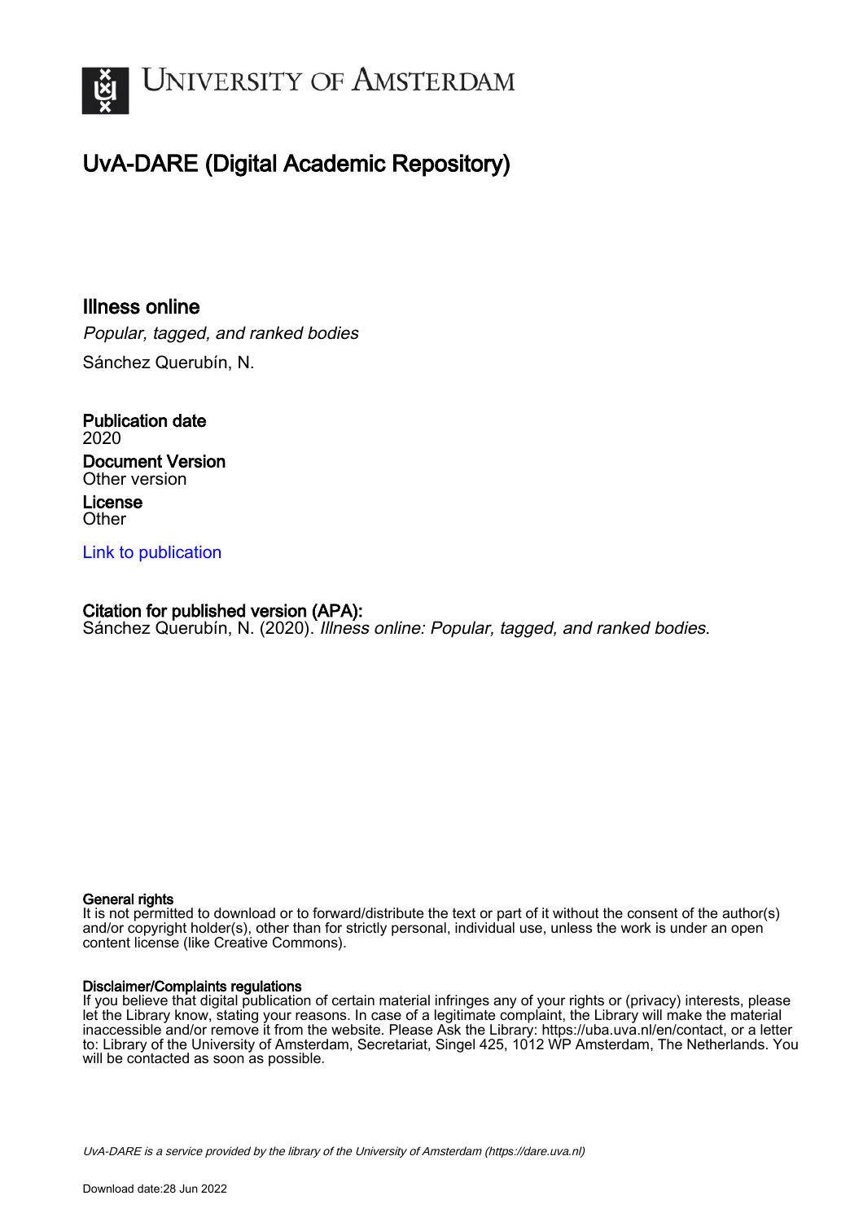# University of Amsterdam

## UvA-DARE (Digital Academic Repository)

### Illness online

*Popular, tagged, and ranked bodies*

Sánchez Querubín, N.

**Publication date**
2020

**Document Version**
Other version

**License**
Other

Link to publication

**Citation for published version (APA):**
Sánchez Querubín, N. (2020). *Illness online: Popular, tagged, and ranked bodies*.

**General rights**
It is not permitted to download or to forward/distribute the text or part of it without the consent of the author(s) and/or copyright holder(s), other than for strictly personal, individual use, unless the work is under an open content license (like Creative Commons).

**Disclaimer/Complaints regulations**
If you believe that digital publication of certain material infringes any of your rights or (privacy) interests, please let the Library know, stating your reasons. In case of a legitimate complaint, the Library will make the material inaccessible and/or remove it from the website. Please Ask the Library: https://uba.uva.nl/en/contact, or a letter to: Library of the University of Amsterdam, Secretariat, Singel 425, 1012 WP Amsterdam, The Netherlands. You will be contacted as soon as possible.

*UvA-DARE is a service provided by the library of the University of Amsterdam (https://dare.uva.nl)*

Download date:28 Jun 2022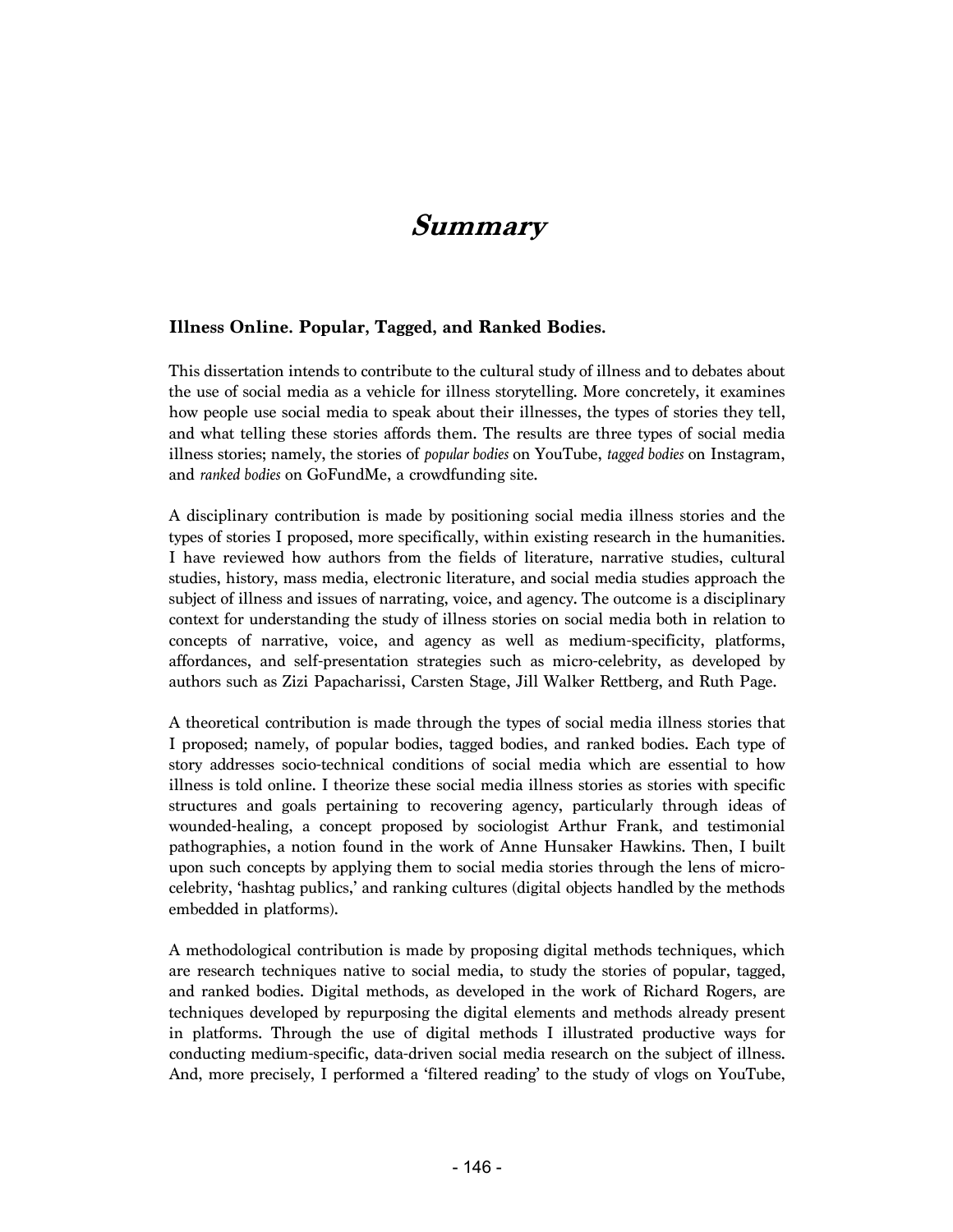# *Summary*

### Illness Online. Popular, Tagged, and Ranked Bodies.

This dissertation intends to contribute to the cultural study of illness and to debates about the use of social media as a vehicle for illness storytelling. More concretely, it examines how people use social media to speak about their illnesses, the types of stories they tell, and what telling these stories affords them. The results are three types of social media illness stories; namely, the stories of *popular bodies* on YouTube, *tagged bodies* on Instagram, and *ranked bodies* on GoFundMe, a crowdfunding site.

A disciplinary contribution is made by positioning social media illness stories and the types of stories I proposed, more specifically, within existing research in the humanities. I have reviewed how authors from the fields of literature, narrative studies, cultural studies, history, mass media, electronic literature, and social media studies approach the subject of illness and issues of narrating, voice, and agency. The outcome is a disciplinary context for understanding the study of illness stories on social media both in relation to concepts of narrative, voice, and agency as well as medium-specificity, platforms, affordances, and self-presentation strategies such as micro-celebrity, as developed by authors such as Zizi Papacharissi, Carsten Stage, Jill Walker Rettberg, and Ruth Page.

A theoretical contribution is made through the types of social media illness stories that I proposed; namely, of popular bodies, tagged bodies, and ranked bodies. Each type of story addresses socio-technical conditions of social media which are essential to how illness is told online. I theorize these social media illness stories as stories with specific structures and goals pertaining to recovering agency, particularly through ideas of wounded-healing, a concept proposed by sociologist Arthur Frank, and testimonial pathographies, a notion found in the work of Anne Hunsaker Hawkins. Then, I built upon such concepts by applying them to social media stories through the lens of micro-celebrity, 'hashtag publics,' and ranking cultures (digital objects handled by the methods embedded in platforms).

A methodological contribution is made by proposing digital methods techniques, which are research techniques native to social media, to study the stories of popular, tagged, and ranked bodies. Digital methods, as developed in the work of Richard Rogers, are techniques developed by repurposing the digital elements and methods already present in platforms. Through the use of digital methods I illustrated productive ways for conducting medium-specific, data-driven social media research on the subject of illness. And, more precisely, I performed a 'filtered reading' to the study of vlogs on YouTube,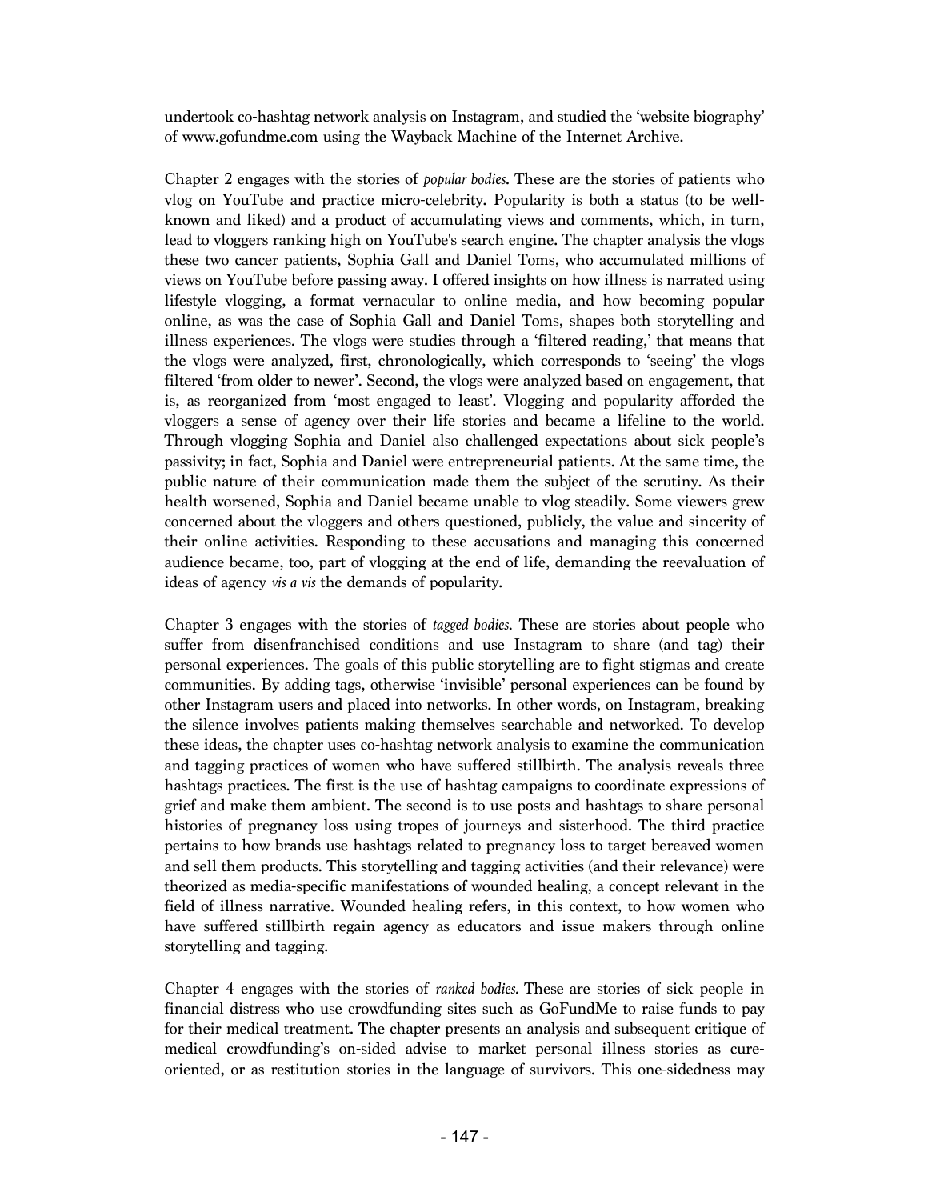undertook co-hashtag network analysis on Instagram, and studied the 'website biography' of www.gofundme.com using the Wayback Machine of the Internet Archive.

Chapter 2 engages with the stories of *popular bodies*. These are the stories of patients who vlog on YouTube and practice micro-celebrity. Popularity is both a status (to be well-known and liked) and a product of accumulating views and comments, which, in turn, lead to vloggers ranking high on YouTube's search engine. The chapter analysis the vlogs these two cancer patients, Sophia Gall and Daniel Toms, who accumulated millions of views on YouTube before passing away. I offered insights on how illness is narrated using lifestyle vlogging, a format vernacular to online media, and how becoming popular online, as was the case of Sophia Gall and Daniel Toms, shapes both storytelling and illness experiences. The vlogs were studies through a 'filtered reading,' that means that the vlogs were analyzed, first, chronologically, which corresponds to 'seeing' the vlogs filtered 'from older to newer'. Second, the vlogs were analyzed based on engagement, that is, as reorganized from 'most engaged to least'. Vlogging and popularity afforded the vloggers a sense of agency over their life stories and became a lifeline to the world. Through vlogging Sophia and Daniel also challenged expectations about sick people's passivity; in fact, Sophia and Daniel were entrepreneurial patients. At the same time, the public nature of their communication made them the subject of the scrutiny. As their health worsened, Sophia and Daniel became unable to vlog steadily. Some viewers grew concerned about the vloggers and others questioned, publicly, the value and sincerity of their online activities. Responding to these accusations and managing this concerned audience became, too, part of vlogging at the end of life, demanding the reevaluation of ideas of agency *vis a vis* the demands of popularity.

Chapter 3 engages with the stories of *tagged bodies*. These are stories about people who suffer from disenfranchised conditions and use Instagram to share (and tag) their personal experiences. The goals of this public storytelling are to fight stigmas and create communities. By adding tags, otherwise 'invisible' personal experiences can be found by other Instagram users and placed into networks. In other words, on Instagram, breaking the silence involves patients making themselves searchable and networked. To develop these ideas, the chapter uses co-hashtag network analysis to examine the communication and tagging practices of women who have suffered stillbirth. The analysis reveals three hashtags practices. The first is the use of hashtag campaigns to coordinate expressions of grief and make them ambient. The second is to use posts and hashtags to share personal histories of pregnancy loss using tropes of journeys and sisterhood. The third practice pertains to how brands use hashtags related to pregnancy loss to target bereaved women and sell them products. This storytelling and tagging activities (and their relevance) were theorized as media-specific manifestations of wounded healing, a concept relevant in the field of illness narrative. Wounded healing refers, in this context, to how women who have suffered stillbirth regain agency as educators and issue makers through online storytelling and tagging.

Chapter 4 engages with the stories of *ranked bodies*. These are stories of sick people in financial distress who use crowdfunding sites such as GoFundMe to raise funds to pay for their medical treatment. The chapter presents an analysis and subsequent critique of medical crowdfunding's on-sided advise to market personal illness stories as cure-oriented, or as restitution stories in the language of survivors. This one-sidedness may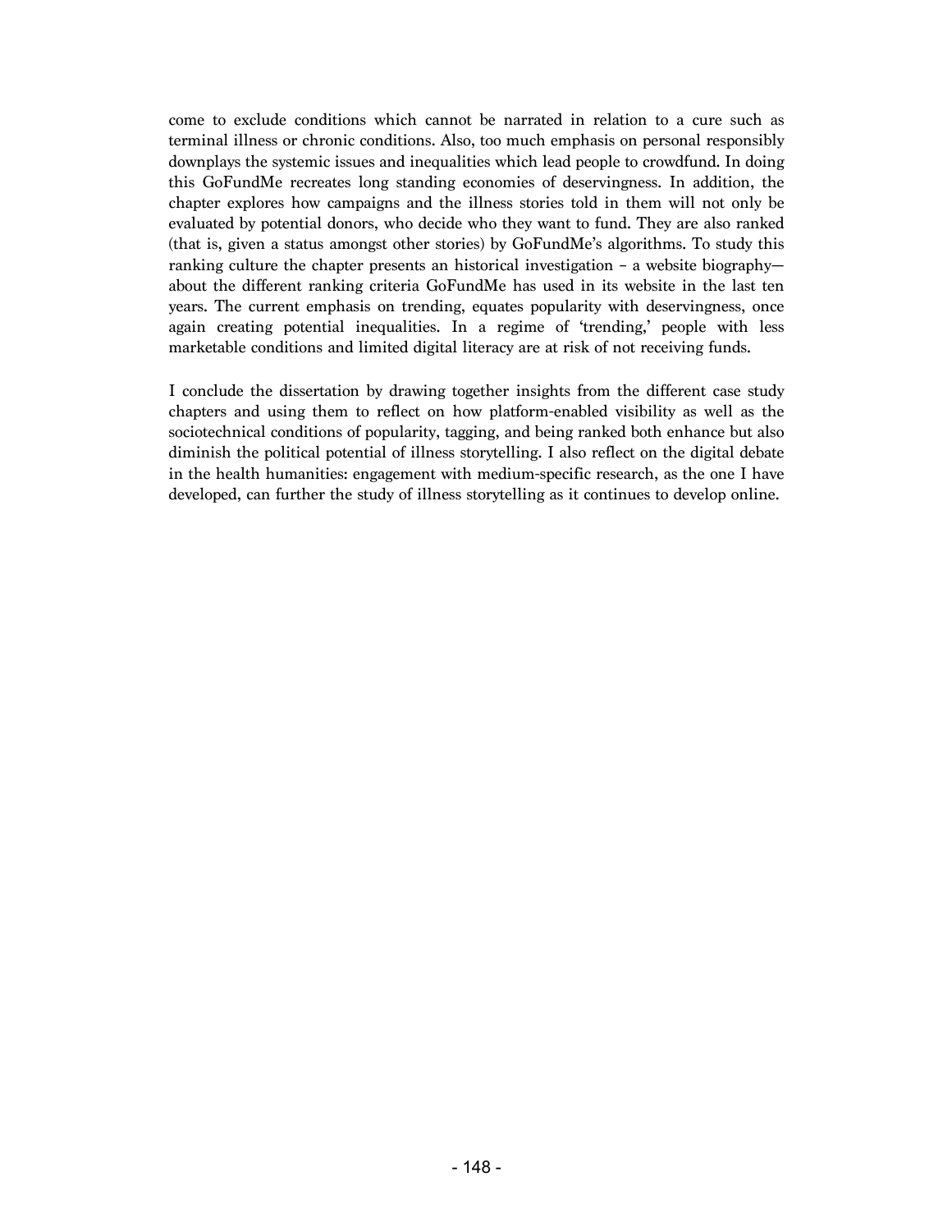come to exclude conditions which cannot be narrated in relation to a cure such as terminal illness or chronic conditions. Also, too much emphasis on personal responsibly downplays the systemic issues and inequalities which lead people to crowdfund. In doing this GoFundMe recreates long standing economies of deservingness. In addition, the chapter explores how campaigns and the illness stories told in them will not only be evaluated by potential donors, who decide who they want to fund. They are also ranked (that is, given a status amongst other stories) by GoFundMe's algorithms. To study this ranking culture the chapter presents an historical investigation – a website biography—about the different ranking criteria GoFundMe has used in its website in the last ten years. The current emphasis on trending, equates popularity with deservingness, once again creating potential inequalities. In a regime of 'trending,' people with less marketable conditions and limited digital literacy are at risk of not receiving funds.

I conclude the dissertation by drawing together insights from the different case study chapters and using them to reflect on how platform-enabled visibility as well as the sociotechnical conditions of popularity, tagging, and being ranked both enhance but also diminish the political potential of illness storytelling. I also reflect on the digital debate in the health humanities: engagement with medium-specific research, as the one I have developed, can further the study of illness storytelling as it continues to develop online.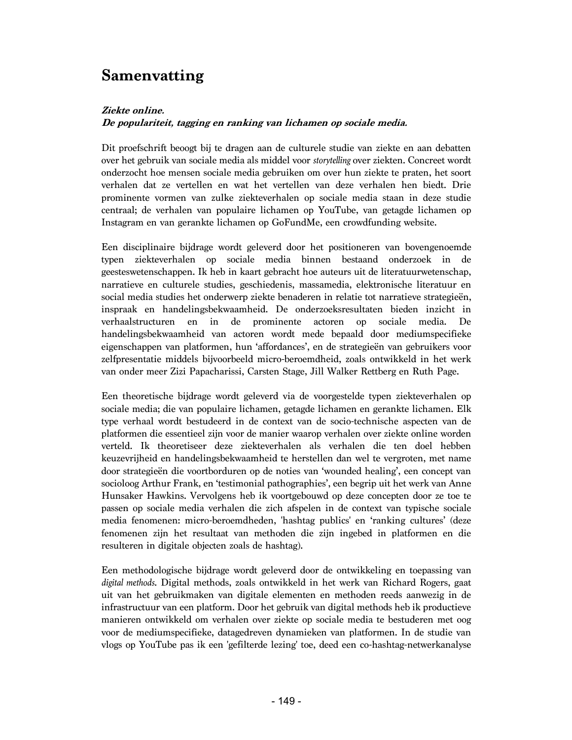# Samenvatting

***Ziekte online.***
***De populariteit, tagging en ranking van lichamen op sociale media.***

Dit proefschrift beoogt bij te dragen aan de culturele studie van ziekte en aan debatten over het gebruik van sociale media als middel voor *storytelling* over ziekten. Concreet wordt onderzocht hoe mensen sociale media gebruiken om over hun ziekte te praten, het soort verhalen dat ze vertellen en wat het vertellen van deze verhalen hen biedt. Drie prominente vormen van zulke ziekteverhalen op sociale media staan in deze studie centraal; de verhalen van populaire lichamen op YouTube, van getagde lichamen op Instagram en van gerankte lichamen op GoFundMe, een crowdfunding website.

Een disciplinaire bijdrage wordt geleverd door het positioneren van bovengenoemde typen ziekteverhalen op sociale media binnen bestaand onderzoek in de geesteswetenschappen. Ik heb in kaart gebracht hoe auteurs uit de literatuurwetenschap, narratieve en culturele studies, geschiedenis, massamedia, elektronische literatuur en social media studies het onderwerp ziekte benaderen in relatie tot narratieve strategieën, inspraak en handelingsbekwaamheid. De onderzoeksresultaten bieden inzicht in verhaalstructuren en in de prominente actoren op sociale media. De handelingsbekwaamheid van actoren wordt mede bepaald door mediumspecifieke eigenschappen van platformen, hun 'affordances', en de strategieën van gebruikers voor zelfpresentatie middels bijvoorbeeld micro-beroemdheid, zoals ontwikkeld in het werk van onder meer Zizi Papacharissi, Carsten Stage, Jill Walker Rettberg en Ruth Page.

Een theoretische bijdrage wordt geleverd via de voorgestelde typen ziekteverhalen op sociale media; die van populaire lichamen, getagde lichamen en gerankte lichamen. Elk type verhaal wordt bestudeerd in de context van de socio-technische aspecten van de platformen die essentieel zijn voor de manier waarop verhalen over ziekte online worden verteld. Ik theoretiseer deze ziekteverhalen als verhalen die ten doel hebben keuzevrijheid en handelingsbekwaamheid te herstellen dan wel te vergroten, met name door strategieën die voortborduren op de noties van 'wounded healing', een concept van socioloog Arthur Frank, en 'testimonial pathographies', een begrip uit het werk van Anne Hunsaker Hawkins. Vervolgens heb ik voortgebouwd op deze concepten door ze toe te passen op sociale media verhalen die zich afspelen in de context van typische sociale media fenomenen: micro-beroemdheden, 'hashtag publics' en 'ranking cultures' (deze fenomenen zijn het resultaat van methoden die zijn ingebed in platformen en die resulteren in digitale objecten zoals de hashtag).

Een methodologische bijdrage wordt geleverd door de ontwikkeling en toepassing van *digital methods*. Digital methods, zoals ontwikkeld in het werk van Richard Rogers, gaat uit van het gebruikmaken van digitale elementen en methoden reeds aanwezig in de infrastructuur van een platform. Door het gebruik van digital methods heb ik productieve manieren ontwikkeld om verhalen over ziekte op sociale media te bestuderen met oog voor de mediumspecifieke, datagedreven dynamieken van platformen. In de studie van vlogs op YouTube pas ik een 'gefilterde lezing' toe, deed een co-hashtag-netwerkanalyse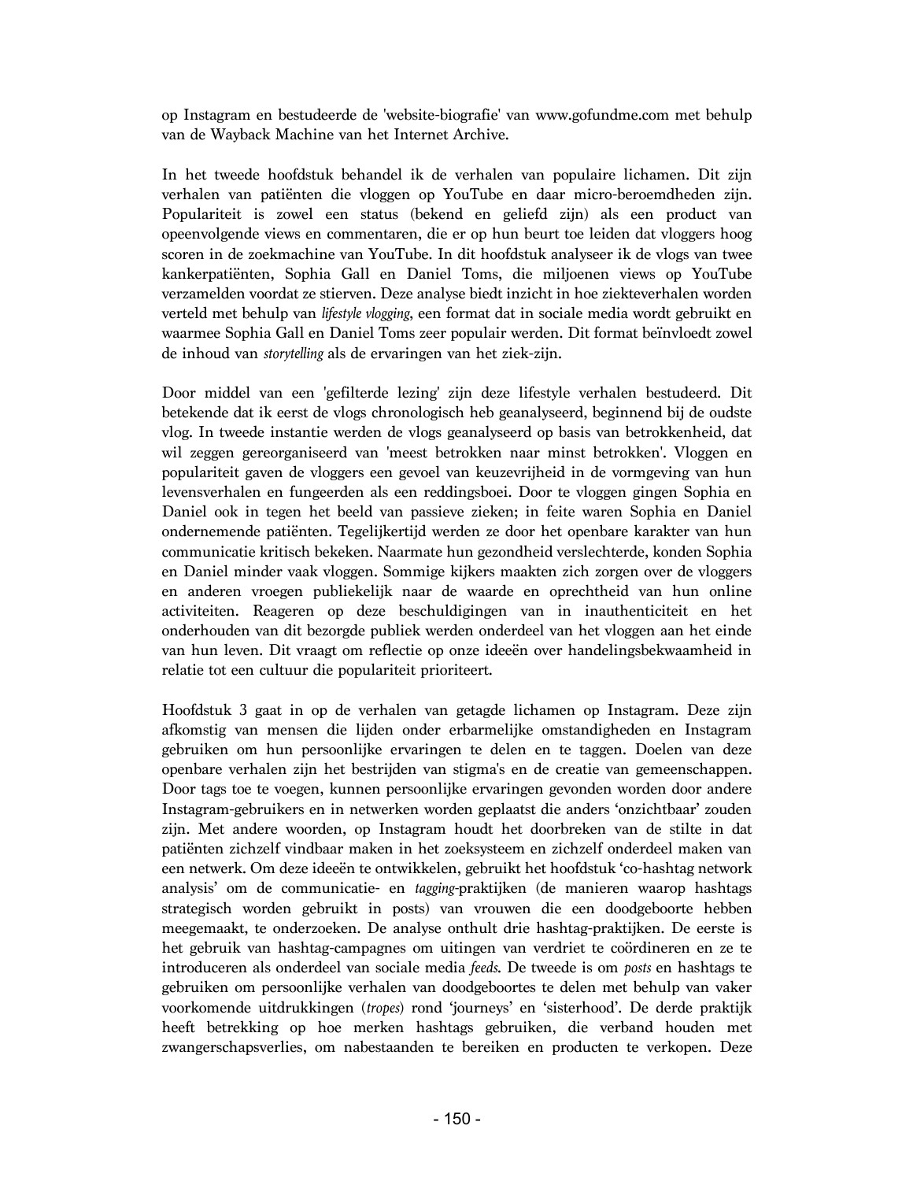op Instagram en bestudeerde de 'website-biografie' van www.gofundme.com met behulp van de Wayback Machine van het Internet Archive.

In het tweede hoofdstuk behandel ik de verhalen van populaire lichamen. Dit zijn verhalen van patiënten die vloggen op YouTube en daar micro-beroemdheden zijn. Populariteit is zowel een status (bekend en geliefd zijn) als een product van opeenvolgende views en commentaren, die er op hun beurt toe leiden dat vloggers hoog scoren in de zoekmachine van YouTube. In dit hoofdstuk analyseer ik de vlogs van twee kankerpatiënten, Sophia Gall en Daniel Toms, die miljoenen views op YouTube verzamelden voordat ze stierven. Deze analyse biedt inzicht in hoe ziekteverhalen worden verteld met behulp van *lifestyle vlogging*, een format dat in sociale media wordt gebruikt en waarmee Sophia Gall en Daniel Toms zeer populair werden. Dit format beïnvloedt zowel de inhoud van *storytelling* als de ervaringen van het ziek-zijn.

Door middel van een 'gefilterde lezing' zijn deze lifestyle verhalen bestudeerd. Dit betekende dat ik eerst de vlogs chronologisch heb geanalyseerd, beginnend bij de oudste vlog. In tweede instantie werden de vlogs geanalyseerd op basis van betrokkenheid, dat wil zeggen gereorganiseerd van 'meest betrokken naar minst betrokken'. Vloggen en populariteit gaven de vloggers een gevoel van keuzevrijheid in de vormgeving van hun levensverhalen en fungeerden als een reddingsboei. Door te vloggen gingen Sophia en Daniel ook in tegen het beeld van passieve zieken; in feite waren Sophia en Daniel ondernemende patiënten. Tegelijkertijd werden ze door het openbare karakter van hun communicatie kritisch bekeken. Naarmate hun gezondheid verslechterde, konden Sophia en Daniel minder vaak vloggen. Sommige kijkers maakten zich zorgen over de vloggers en anderen vroegen publiekelijk naar de waarde en oprechtheid van hun online activiteiten. Reageren op deze beschuldigingen van in inauthenticiteit en het onderhouden van dit bezorgde publiek werden onderdeel van het vloggen aan het einde van hun leven. Dit vraagt om reflectie op onze ideeën over handelingsbekwaamheid in relatie tot een cultuur die populariteit prioriteert.

Hoofdstuk 3 gaat in op de verhalen van getagde lichamen op Instagram. Deze zijn afkomstig van mensen die lijden onder erbarmelijke omstandigheden en Instagram gebruiken om hun persoonlijke ervaringen te delen en te taggen. Doelen van deze openbare verhalen zijn het bestrijden van stigma's en de creatie van gemeenschappen. Door tags toe te voegen, kunnen persoonlijke ervaringen gevonden worden door andere Instagram-gebruikers en in netwerken worden geplaatst die anders 'onzichtbaar' zouden zijn. Met andere woorden, op Instagram houdt het doorbreken van de stilte in dat patiënten zichzelf vindbaar maken in het zoeksysteem en zichzelf onderdeel maken van een netwerk. Om deze ideeën te ontwikkelen, gebruikt het hoofdstuk 'co-hashtag network analysis' om de communicatie- en *tagging*-praktijken (de manieren waarop hashtags strategisch worden gebruikt in posts) van vrouwen die een doodgeboorte hebben meegemaakt, te onderzoeken. De analyse onthult drie hashtag-praktijken. De eerste is het gebruik van hashtag-campagnes om uitingen van verdriet te coördineren en ze te introduceren als onderdeel van sociale media *feeds.* De tweede is om *posts* en hashtags te gebruiken om persoonlijke verhalen van doodgeboortes te delen met behulp van vaker voorkomende uitdrukkingen (*tropes*) rond 'journeys' en 'sisterhood'. De derde praktijk heeft betrekking op hoe merken hashtags gebruiken, die verband houden met zwangerschapsverlies, om nabestaanden te bereiken en producten te verkopen. Deze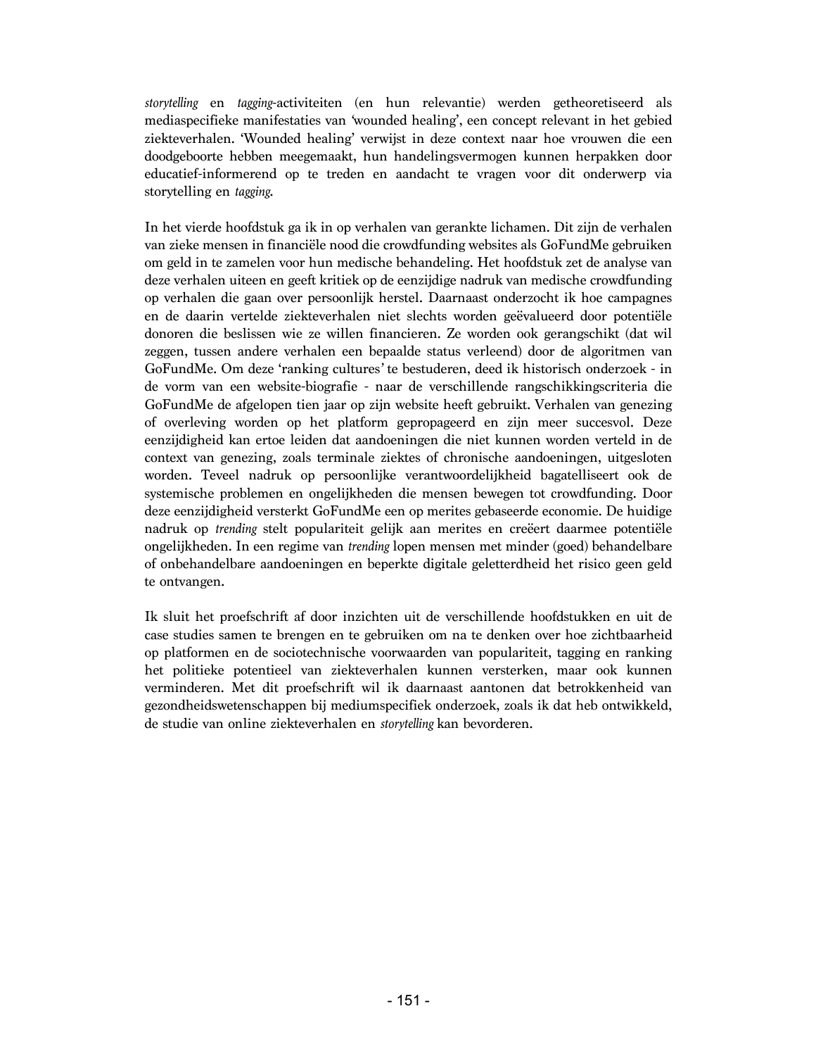*storytelling* en *tagging*-activiteiten (en hun relevantie) werden getheoretiseerd als mediaspecifieke manifestaties van 'wounded healing', een concept relevant in het gebied ziekteverhalen. 'Wounded healing' verwijst in deze context naar hoe vrouwen die een doodgeboorte hebben meegemaakt, hun handelingsvermogen kunnen herpakken door educatief-informerend op te treden en aandacht te vragen voor dit onderwerp via storytelling en *tagging*.

In het vierde hoofdstuk ga ik in op verhalen van gerankte lichamen. Dit zijn de verhalen van zieke mensen in financiële nood die crowdfunding websites als GoFundMe gebruiken om geld in te zamelen voor hun medische behandeling. Het hoofdstuk zet de analyse van deze verhalen uiteen en geeft kritiek op de eenzijdige nadruk van medische crowdfunding op verhalen die gaan over persoonlijk herstel. Daarnaast onderzocht ik hoe campagnes en de daarin vertelde ziekteverhalen niet slechts worden geëvalueerd door potentiële donoren die beslissen wie ze willen financieren. Ze worden ook gerangschikt (dat wil zeggen, tussen andere verhalen een bepaalde status verleend) door de algoritmen van GoFundMe. Om deze 'ranking cultures' te bestuderen, deed ik historisch onderzoek - in de vorm van een website-biografie - naar de verschillende rangschikkingscriteria die GoFundMe de afgelopen tien jaar op zijn website heeft gebruikt. Verhalen van genezing of overleving worden op het platform gepropageerd en zijn meer succesvol. Deze eenzijdigheid kan ertoe leiden dat aandoeningen die niet kunnen worden verteld in de context van genezing, zoals terminale ziektes of chronische aandoeningen, uitgesloten worden. Teveel nadruk op persoonlijke verantwoordelijkheid bagatelliseert ook de systemische problemen en ongelijkheden die mensen bewegen tot crowdfunding. Door deze eenzijdigheid versterkt GoFundMe een op merites gebaseerde economie. De huidige nadruk op *trending* stelt populariteit gelijk aan merites en creëert daarmee potentiële ongelijkheden. In een regime van *trending* lopen mensen met minder (goed) behandelbare of onbehandelbare aandoeningen en beperkte digitale geletterdheid het risico geen geld te ontvangen.

Ik sluit het proefschrift af door inzichten uit de verschillende hoofdstukken en uit de case studies samen te brengen en te gebruiken om na te denken over hoe zichtbaarheid op platformen en de sociotechnische voorwaarden van populariteit, tagging en ranking het politieke potentieel van ziekteverhalen kunnen versterken, maar ook kunnen verminderen. Met dit proefschrift wil ik daarnaast aantonen dat betrokkenheid van gezondheidswetenschappen bij mediumspecifiek onderzoek, zoals ik dat heb ontwikkeld, de studie van online ziekteverhalen en *storytelling* kan bevorderen.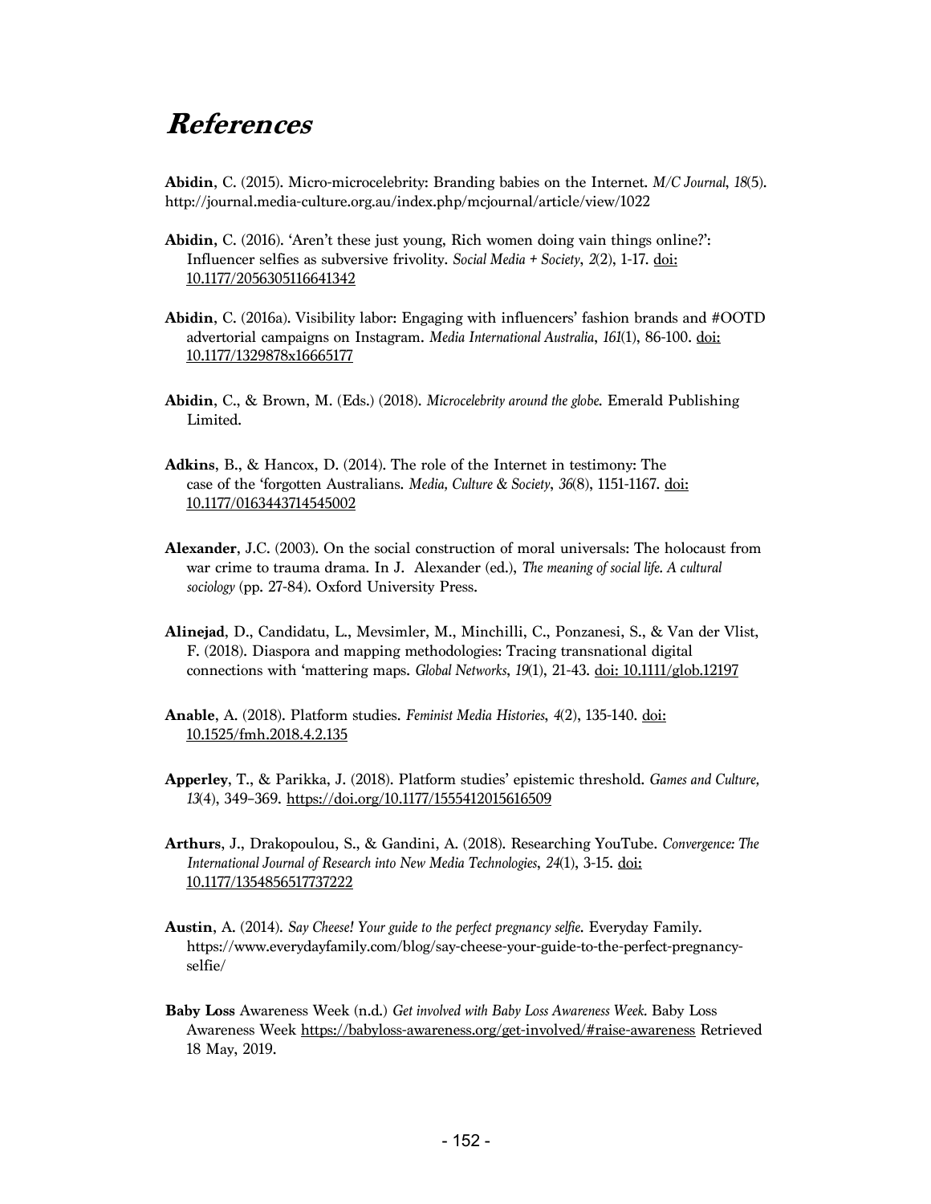# References

**Abidin**, C. (2015). Micro-microcelebrity: Branding babies on the Internet. *M/C Journal*, *18*(5). http://journal.media-culture.org.au/index.php/mcjournal/article/view/1022

**Abidin,** C. (2016). 'Aren't these just young, Rich women doing vain things online?': Influencer selfies as subversive frivolity. *Social Media + Society*, *2*(2), 1-17. doi: 10.1177/2056305116641342

**Abidin**, C. (2016a). Visibility labor: Engaging with influencers' fashion brands and #OOTD advertorial campaigns on Instagram. *Media International Australia*, *161*(1), 86-100. doi: 10.1177/1329878x16665177

**Abidin**, C., & Brown, M. (Eds.) (2018). *Microcelebrity around the globe.* Emerald Publishing Limited.

**Adkins**, B., & Hancox, D. (2014). The role of the Internet in testimony: The case of the 'forgotten Australians. *Media, Culture & Society*, *36*(8), 1151-1167. doi: 10.1177/0163443714545002

**Alexander**, J.C. (2003). On the social construction of moral universals: The holocaust from war crime to trauma drama. In J. Alexander (ed.), *The meaning of social life. A cultural sociology* (pp. 27-84). Oxford University Press.

**Alinejad**, D., Candidatu, L., Mevsimler, M., Minchilli, C., Ponzanesi, S., & Van der Vlist, F. (2018). Diaspora and mapping methodologies: Tracing transnational digital connections with 'mattering maps. *Global Networks*, *19*(1), 21-43. doi: 10.1111/glob.12197

**Anable**, A. (2018). Platform studies. *Feminist Media Histories*, *4*(2), 135-140. doi: 10.1525/fmh.2018.4.2.135

**Apperley**, T., & Parikka, J. (2018). Platform studies' epistemic threshold. *Games and Culture, 13*(4), 349–369. https://doi.org/10.1177/1555412015616509

**Arthurs**, J., Drakopoulou, S., & Gandini, A. (2018). Researching YouTube. *Convergence: The International Journal of Research into New Media Technologies*, *24*(1), 3-15. doi: 10.1177/1354856517737222

**Austin**, A. (2014). *Say Cheese! Your guide to the perfect pregnancy selfie.* Everyday Family. https://www.everydayfamily.com/blog/say-cheese-your-guide-to-the-perfect-pregnancy-selfie/

**Baby Loss** Awareness Week (n.d.) *Get involved with Baby Loss Awareness Week.* Baby Loss Awareness Week https://babyloss-awareness.org/get-involved/#raise-awareness Retrieved 18 May, 2019.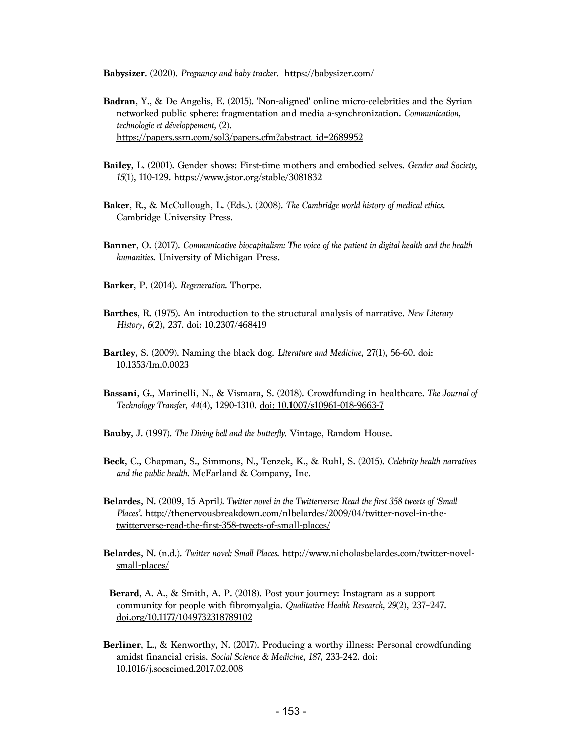**Babysizer**. (2020). *Pregnancy and baby tracker*. https://babysizer.com/

**Badran**, Y., & De Angelis, E. (2015). 'Non-aligned' online micro-celebrities and the Syrian networked public sphere: fragmentation and media a-synchronization. *Communication, technologie et développement,* (2). https://papers.ssrn.com/sol3/papers.cfm?abstract_id=2689952

**Bailey**, L. (2001). Gender shows: First-time mothers and embodied selves. *Gender and Society*, *15*(1), 110-129. https://www.jstor.org/stable/3081832

**Baker**, R., & McCullough, L. (Eds.). (2008). *The Cambridge world history of medical ethics.* Cambridge University Press.

**Banner**, O. (2017). *Communicative biocapitalism: The voice of the patient in digital health and the health humanities.* University of Michigan Press.

**Barker**, P. (2014). *Regeneration.* Thorpe.

**Barthes**, R. (1975). An introduction to the structural analysis of narrative. *New Literary History*, *6*(2), 237. doi: 10.2307/468419

**Bartley**, S. (2009). Naming the black dog. *Literature and Medicine*, 27(1), 56-60. doi: 10.1353/lm.0.0023

**Bassani**, G., Marinelli, N., & Vismara, S. (2018). Crowdfunding in healthcare. *The Journal of Technology Transfer*, *44*(4), 1290-1310. doi: 10.1007/s10961-018-9663-7

**Bauby**, J. (1997). *The Diving bell and the butterfly.* Vintage, Random House.

**Beck**, C., Chapman, S., Simmons, N., Tenzek, K., & Ruhl, S. (2015). *Celebrity health narratives and the public health.* McFarland & Company, Inc.

**Belardes**, N. (2009, 15 April*). Twitter novel in the Twitterverse: Read the first 358 tweets of 'Small Places'.* http://thenervousbreakdown.com/nlbelardes/2009/04/twitter-novel-in-the-twitterverse-read-the-first-358-tweets-of-small-places/

**Belardes**, N. (n.d.). *Twitter novel: Small Places.* http://www.nicholasbelardes.com/twitter-novel-small-places/

**Berard**, A. A., & Smith, A. P. (2018). Post your journey: Instagram as a support community for people with fibromyalgia. *Qualitative Health Research*, *29*(2), 237–247. doi.org/10.1177/1049732318789102

**Berliner**, L., & Kenworthy, N. (2017). Producing a worthy illness: Personal crowdfunding amidst financial crisis. *Social Science & Medicine*, *187*, 233-242. doi: 10.1016/j.socscimed.2017.02.008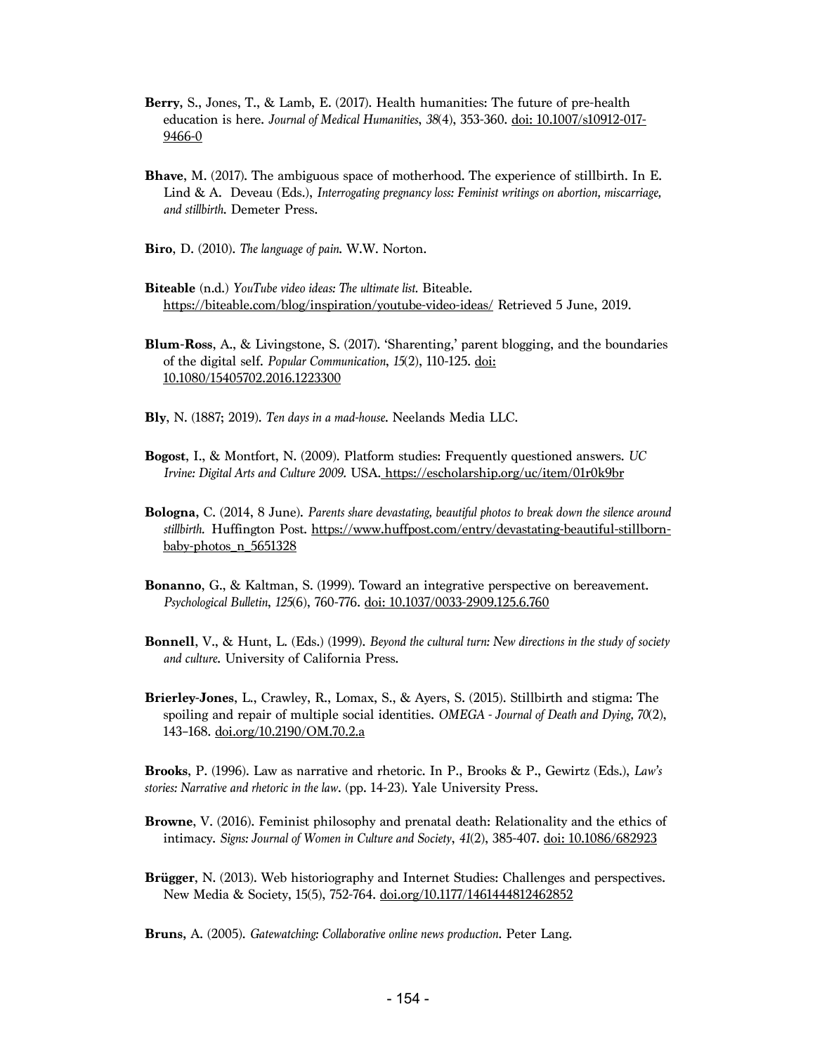**Berry**, S., Jones, T., & Lamb, E. (2017). Health humanities: The future of pre-health education is here. *Journal of Medical Humanities*, *38*(4), 353-360. doi: 10.1007/s10912-017-9466-0

**Bhave**, M. (2017). The ambiguous space of motherhood. The experience of stillbirth. In E. Lind & A. Deveau (Eds.), *Interrogating pregnancy loss: Feminist writings on abortion, miscarriage, and stillbirth*. Demeter Press.

**Biro**, D. (2010). *The language of pain*. W.W. Norton.

**Biteable** (n.d.) *YouTube video ideas: The ultimate list*. Biteable. https://biteable.com/blog/inspiration/youtube-video-ideas/ Retrieved 5 June, 2019.

**Blum-Ross**, A., & Livingstone, S. (2017). 'Sharenting,' parent blogging, and the boundaries of the digital self. *Popular Communication*, *15*(2), 110-125. doi: 10.1080/15405702.2016.1223300

**Bly**, N. (1887; 2019). *Ten days in a mad-house*. Neelands Media LLC.

**Bogost**, I., & Montfort, N. (2009). Platform studies: Frequently questioned answers. *UC Irvine: Digital Arts and Culture 2009*. USA. https://escholarship.org/uc/item/01r0k9br

**Bologna**, C. (2014, 8 June). *Parents share devastating, beautiful photos to break down the silence around stillbirth*. Huffington Post. https://www.huffpost.com/entry/devastating-beautiful-stillborn-baby-photos_n_5651328

**Bonanno**, G., & Kaltman, S. (1999). Toward an integrative perspective on bereavement. *Psychological Bulletin*, *125*(6), 760-776. doi: 10.1037/0033-2909.125.6.760

**Bonnell**, V., & Hunt, L. (Eds.) (1999). *Beyond the cultural turn: New directions in the study of society and culture*. University of California Press.

**Brierley-Jones**, L., Crawley, R., Lomax, S., & Ayers, S. (2015). Stillbirth and stigma: The spoiling and repair of multiple social identities. *OMEGA - Journal of Death and Dying, 70*(2), 143–168. doi.org/10.2190/OM.70.2.a

**Brooks**, P. (1996). Law as narrative and rhetoric. In P., Brooks & P., Gewirtz (Eds.), *Law's stories: Narrative and rhetoric in the law*. (pp. 14-23). Yale University Press.

**Browne**, V. (2016). Feminist philosophy and prenatal death: Relationality and the ethics of intimacy. *Signs: Journal of Women in Culture and Society*, *41*(2), 385-407. doi: 10.1086/682923

**Brügger**, N. (2013). Web historiography and Internet Studies: Challenges and perspectives. New Media & Society, 15(5), 752-764. doi.org/10.1177/1461444812462852

**Bruns**, A. (2005). *Gatewatching: Collaborative online news production*. Peter Lang.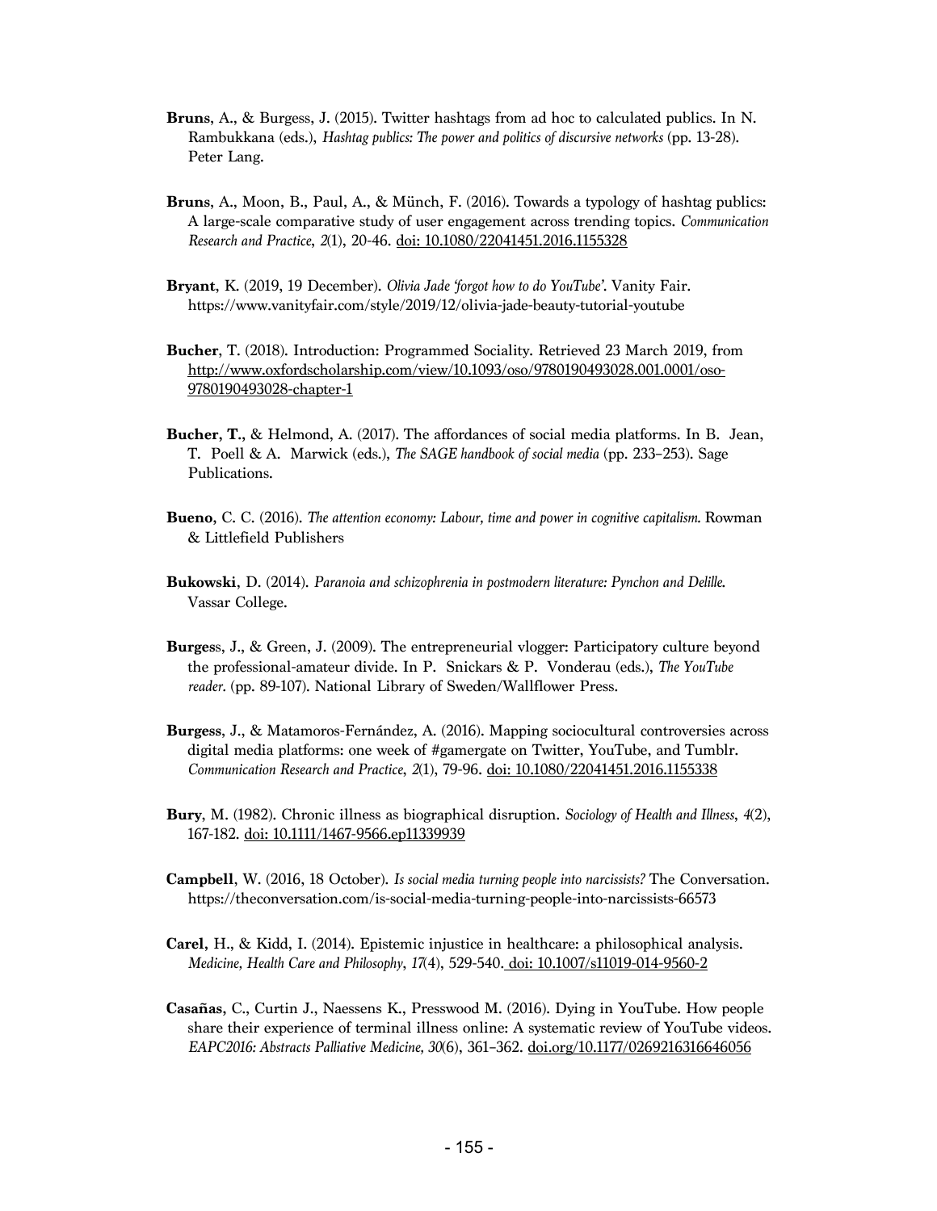**Bruns**, A., & Burgess, J. (2015). Twitter hashtags from ad hoc to calculated publics. In N. Rambukkana (eds.), *Hashtag publics: The power and politics of discursive networks* (pp. 13-28). Peter Lang.

**Bruns**, A., Moon, B., Paul, A., & Münch, F. (2016). Towards a typology of hashtag publics: A large-scale comparative study of user engagement across trending topics. *Communication Research and Practice*, *2*(1), 20-46. doi: 10.1080/22041451.2016.1155328

**Bryant**, K. (2019, 19 December). *Olivia Jade 'forgot how to do YouTube'*. Vanity Fair. https://www.vanityfair.com/style/2019/12/olivia-jade-beauty-tutorial-youtube

**Bucher**, T. (2018). Introduction: Programmed Sociality. Retrieved 23 March 2019, from http://www.oxfordscholarship.com/view/10.1093/oso/9780190493028.001.0001/oso-9780190493028-chapter-1

**Bucher, T.**, & Helmond, A. (2017). The affordances of social media platforms. In B. Jean, T. Poell & A. Marwick (eds.), *The SAGE handbook of social media* (pp. 233–253). Sage Publications.

**Bueno**, C. C. (2016). *The attention economy: Labour, time and power in cognitive capitalism.* Rowman & Littlefield Publishers

**Bukowski**, D. (2014). *Paranoia and schizophrenia in postmodern literature: Pynchon and Delille.* Vassar College.

**Burgess**, J., & Green, J. (2009). The entrepreneurial vlogger: Participatory culture beyond the professional-amateur divide. In P. Snickars & P. Vonderau (eds.), *The YouTube reader*. (pp. 89-107). National Library of Sweden/Wallflower Press.

**Burgess**, J., & Matamoros-Fernández, A. (2016). Mapping sociocultural controversies across digital media platforms: one week of #gamergate on Twitter, YouTube, and Tumblr. *Communication Research and Practice*, *2*(1), 79-96. doi: 10.1080/22041451.2016.1155338

**Bury**, M. (1982). Chronic illness as biographical disruption. *Sociology of Health and Illness*, *4*(2), 167-182. doi: 10.1111/1467-9566.ep11339939

**Campbell**, W. (2016, 18 October). *Is social media turning people into narcissists?* The Conversation. https://theconversation.com/is-social-media-turning-people-into-narcissists-66573

**Carel**, H., & Kidd, I. (2014). Epistemic injustice in healthcare: a philosophical analysis. *Medicine, Health Care and Philosophy*, *17*(4), 529-540. doi: 10.1007/s11019-014-9560-2

**Casañas**, C., Curtin J., Naessens K., Presswood M. (2016). Dying in YouTube. How people share their experience of terminal illness online: A systematic review of YouTube videos. *EAPC2016: Abstracts Palliative Medicine, 30*(6), 361–362. doi.org/10.1177/0269216316646056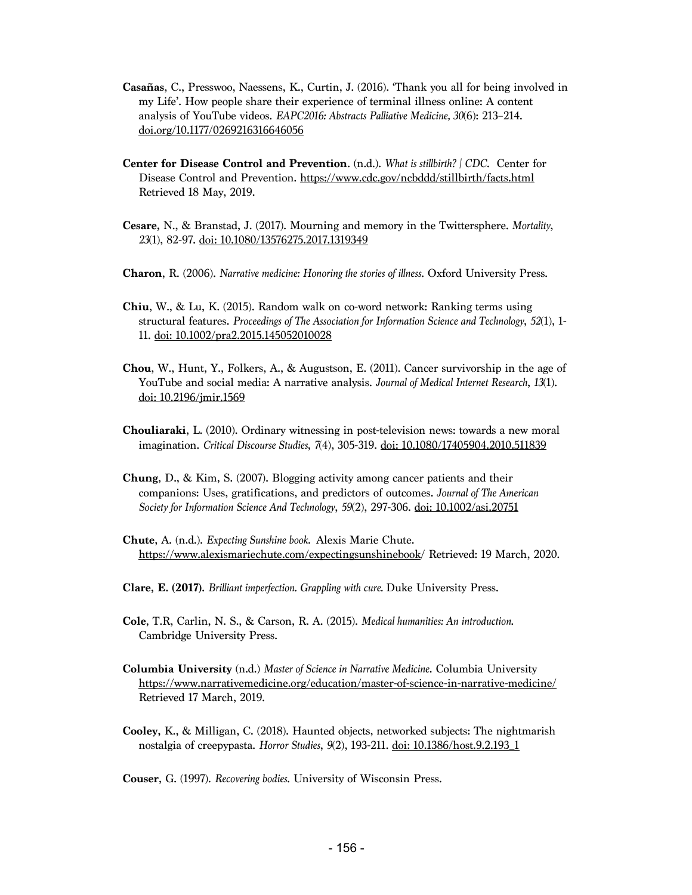**Casañas**, C., Presswoo, Naessens, K., Curtin, J. (2016). 'Thank you all for being involved in my Life'. How people share their experience of terminal illness online: A content analysis of YouTube videos. *EAPC2016: Abstracts Palliative Medicine, 30*(6): 213–214. doi.org/10.1177/0269216316646056

**Center for Disease Control and Prevention**. (n.d.). *What is stillbirth? | CDC*. Center for Disease Control and Prevention. https://www.cdc.gov/ncbddd/stillbirth/facts.html Retrieved 18 May, 2019.

**Cesare**, N., & Branstad, J. (2017). Mourning and memory in the Twittersphere. *Mortality*, *23*(1), 82-97. doi: 10.1080/13576275.2017.1319349

**Charon**, R. (2006). *Narrative medicine: Honoring the stories of illness*. Oxford University Press.

**Chiu**, W., & Lu, K. (2015). Random walk on co-word network: Ranking terms using structural features. *Proceedings of The Association for Information Science and Technology*, *52*(1), 1-11. doi: 10.1002/pra2.2015.145052010028

**Chou**, W., Hunt, Y., Folkers, A., & Augustson, E. (2011). Cancer survivorship in the age of YouTube and social media: A narrative analysis. *Journal of Medical Internet Research*, *13*(1). doi: 10.2196/jmir.1569

**Chouliaraki**, L. (2010). Ordinary witnessing in post-television news: towards a new moral imagination. *Critical Discourse Studies*, *7*(4), 305-319. doi: 10.1080/17405904.2010.511839

**Chung**, D., & Kim, S. (2007). Blogging activity among cancer patients and their companions: Uses, gratifications, and predictors of outcomes. *Journal of The American Society for Information Science And Technology*, *59*(2), 297-306. doi: 10.1002/asi.20751

**Chute**, A. (n.d.). *Expecting Sunshine book*. Alexis Marie Chute. https://www.alexismariechute.com/expectingsunshinebook/ Retrieved: 19 March, 2020.

**Clare, E. (2017).** *Brilliant imperfection. Grappling with cure.* Duke University Press.

**Cole**, T.R, Carlin, N. S., & Carson, R. A. (2015). *Medical humanities: An introduction.* Cambridge University Press.

**Columbia University** (n.d.) *Master of Science in Narrative Medicine*. Columbia University https://www.narrativemedicine.org/education/master-of-science-in-narrative-medicine/ Retrieved 17 March, 2019.

**Cooley**, K., & Milligan, C. (2018). Haunted objects, networked subjects: The nightmarish nostalgia of creepypasta. *Horror Studies*, *9*(2), 193-211. doi: 10.1386/host.9.2.193_1

**Couser**, G. (1997). *Recovering bodies.* University of Wisconsin Press.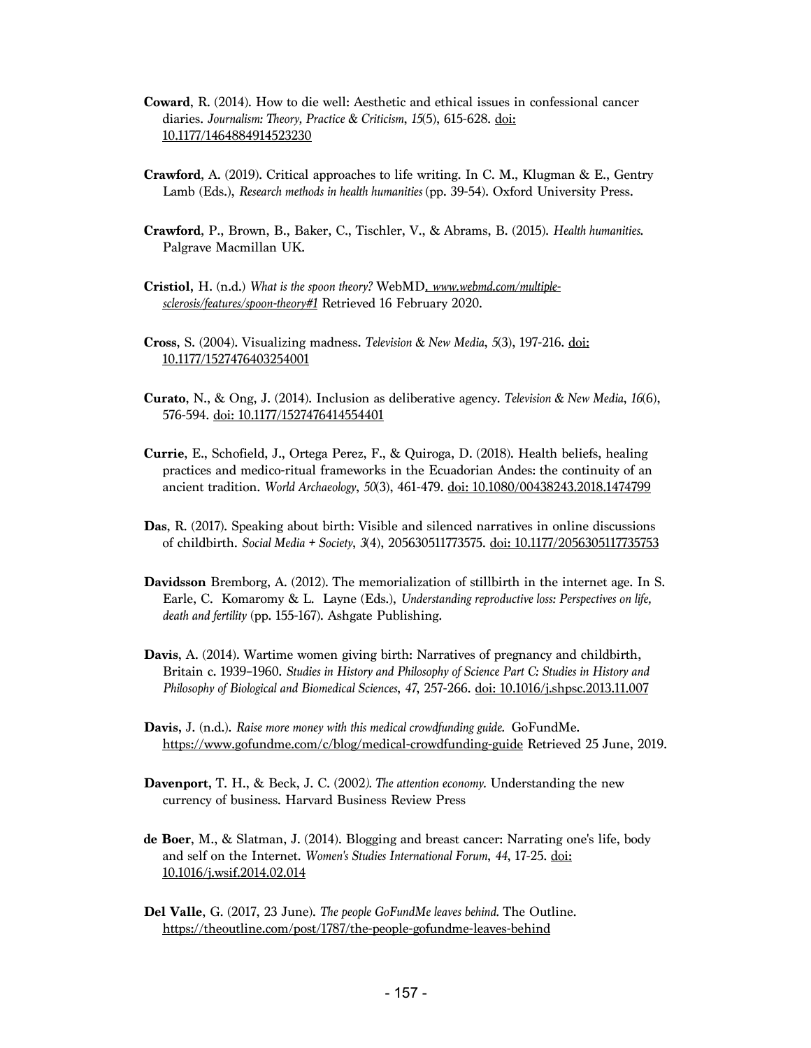**Coward**, R. (2014). How to die well: Aesthetic and ethical issues in confessional cancer diaries. *Journalism: Theory, Practice & Criticism*, *15*(5), 615-628. doi: 10.1177/1464884914523230

**Crawford**, A. (2019). Critical approaches to life writing. In C. M., Klugman & E., Gentry Lamb (Eds.), *Research methods in health humanities* (pp. 39-54). Oxford University Press.

**Crawford**, P., Brown, B., Baker, C., Tischler, V., & Abrams, B. (2015). *Health humanities.* Palgrave Macmillan UK.

**Cristiol**, H. (n.d.) *What is the spoon theory?* WebMD. *www.webmd.com/multiple-sclerosis/features/spoon-theory#1* Retrieved 16 February 2020.

**Cross**, S. (2004). Visualizing madness. *Television & New Media*, *5*(3), 197-216. doi: 10.1177/1527476403254001

**Curato**, N., & Ong, J. (2014). Inclusion as deliberative agency. *Television & New Media*, *16*(6), 576-594. doi: 10.1177/1527476414554401

**Currie**, E., Schofield, J., Ortega Perez, F., & Quiroga, D. (2018). Health beliefs, healing practices and medico-ritual frameworks in the Ecuadorian Andes: the continuity of an ancient tradition. *World Archaeology*, *50*(3), 461-479. doi: 10.1080/00438243.2018.1474799

**Das**, R. (2017). Speaking about birth: Visible and silenced narratives in online discussions of childbirth. *Social Media + Society*, *3*(4), 205630511773575. doi: 10.1177/2056305117735753

**Davidsson** Bremborg, A. (2012). The memorialization of stillbirth in the internet age. In S. Earle, C. Komaromy & L. Layne (Eds.), *Understanding reproductive loss: Perspectives on life, death and fertility* (pp. 155-167). Ashgate Publishing.

**Davis**, A. (2014). Wartime women giving birth: Narratives of pregnancy and childbirth, Britain c. 1939–1960. *Studies in History and Philosophy of Science Part C: Studies in History and Philosophy of Biological and Biomedical Sciences*, *47*, 257-266. doi: 10.1016/j.shpsc.2013.11.007

**Davis**, J. (n.d.). *Raise more money with this medical crowdfunding guide.* GoFundMe. https://www.gofundme.com/c/blog/medical-crowdfunding-guide Retrieved 25 June, 2019.

**Davenport**, T. H., & Beck, J. C. (2002*). The attention economy.* Understanding the new currency of business. Harvard Business Review Press

**de Boer**, M., & Slatman, J. (2014). Blogging and breast cancer: Narrating one's life, body and self on the Internet. *Women's Studies International Forum*, *44*, 17-25. doi: 10.1016/j.wsif.2014.02.014

**Del Valle**, G. (2017, 23 June). *The people GoFundMe leaves behind.* The Outline. https://theoutline.com/post/1787/the-people-gofundme-leaves-behind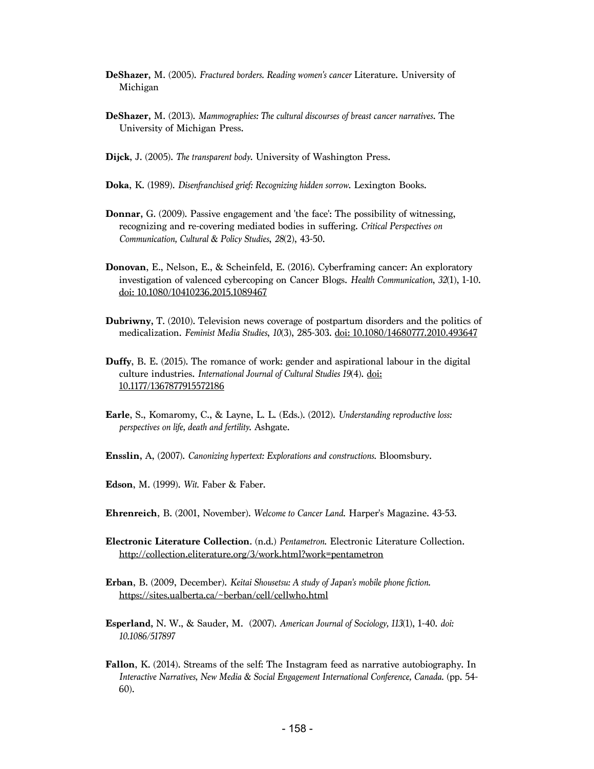**DeShazer**, M. (2005). *Fractured borders. Reading women's cancer* Literature. University of Michigan

**DeShazer**, M. (2013). *Mammographies: The cultural discourses of breast cancer narratives*. The University of Michigan Press.

**Dijck**, J. (2005). *The transparent body*. University of Washington Press.

**Doka**, K. (1989). *Disenfranchised grief: Recognizing hidden sorrow*. Lexington Books.

**Donnar**, G. (2009). Passive engagement and 'the face': The possibility of witnessing, recognizing and re-covering mediated bodies in suffering. *Critical Perspectives on Communication, Cultural & Policy Studies*, *28*(2), 43-50.

**Donovan**, E., Nelson, E., & Scheinfeld, E. (2016). Cyberframing cancer: An exploratory investigation of valenced cybercoping on Cancer Blogs. *Health Communication*, *32*(1), 1-10. doi: 10.1080/10410236.2015.1089467

**Dubriwny**, T. (2010). Television news coverage of postpartum disorders and the politics of medicalization. *Feminist Media Studies*, *10*(3), 285-303. doi: 10.1080/14680777.2010.493647

**Duffy**, B. E. (2015). The romance of work: gender and aspirational labour in the digital culture industries. *International Journal of Cultural Studies 19*(4). doi: 10.1177/1367877915572186

**Earle**, S., Komaromy, C., & Layne, L. L. (Eds.). (2012). *Understanding reproductive loss: perspectives on life, death and fertility*. Ashgate.

**Ensslin**, A, (2007). *Canonizing hypertext: Explorations and constructions*. Bloomsbury.

**Edson**, M. (1999). *Wit*. Faber & Faber.

**Ehrenreich**, B. (2001, November). *Welcome to Cancer Land*. Harper's Magazine. 43-53.

**Electronic Literature Collection**. (n.d.) *Pentametron*. Electronic Literature Collection. http://collection.eliterature.org/3/work.html?work=pentametron

**Erban**, B. (2009, December). *Keitai Shousetsu: A study of Japan's mobile phone fiction*. https://sites.ualberta.ca/~berban/cell/cellwho.html

**Esperland**, N. W., & Sauder, M. (2007). *American Journal of Sociology, 113*(1), 1-40. *doi: 10.1086/517897*

**Fallon**, K. (2014). Streams of the self: The Instagram feed as narrative autobiography. In *Interactive Narratives, New Media & Social Engagement International Conference, Canada*. (pp. 54-60).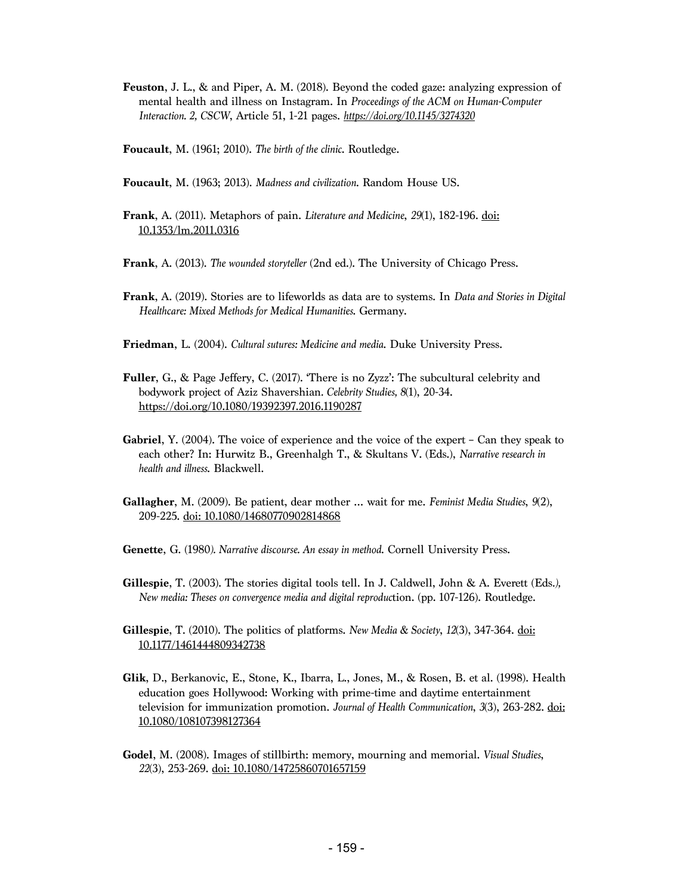**Feuston**, J. L., & and Piper, A. M. (2018). Beyond the coded gaze: analyzing expression of mental health and illness on Instagram. In *Proceedings of the ACM on Human-Computer Interaction. 2, CSCW*, Article 51, 1-21 pages. *https://doi.org/10.1145/3274320*

**Foucault**, M. (1961; 2010). *The birth of the clinic*. Routledge.

**Foucault**, M. (1963; 2013). *Madness and civilization*. Random House US.

**Frank**, A. (2011). Metaphors of pain. *Literature and Medicine*, *29*(1), 182-196. doi: 10.1353/lm.2011.0316

**Frank**, A. (2013). *The wounded storyteller* (2nd ed.). The University of Chicago Press.

**Frank**, A. (2019). Stories are to lifeworlds as data are to systems. In *Data and Stories in Digital Healthcare: Mixed Methods for Medical Humanities*. Germany.

**Friedman**, L. (2004). *Cultural sutures: Medicine and media*. Duke University Press.

**Fuller**, G., & Page Jeffery, C. (2017). 'There is no Zyzz': The subcultural celebrity and bodywork project of Aziz Shavershian. *Celebrity Studies, 8*(1), 20-34. https://doi.org/10.1080/19392397.2016.1190287

**Gabriel**, Y. (2004). The voice of experience and the voice of the expert – Can they speak to each other? In: Hurwitz B., Greenhalgh T., & Skultans V. (Eds.), *Narrative research in health and illness*. Blackwell.

**Gallagher**, M. (2009). Be patient, dear mother ... wait for me. *Feminist Media Studies*, *9*(2), 209-225. doi: 10.1080/14680770902814868

**Genette**, G. (1980*). Narrative discourse. An essay in method*. Cornell University Press.

**Gillespie**, T. (2003). The stories digital tools tell. In J. Caldwell, John & A. Everett (Eds.*), New media: Theses on convergence media and digital reproduc*tion. (pp. 107-126). Routledge.

**Gillespie**, T. (2010). The politics of platforms. *New Media & Society*, *12*(3), 347-364. doi: 10.1177/1461444809342738

**Glik**, D., Berkanovic, E., Stone, K., Ibarra, L., Jones, M., & Rosen, B. et al. (1998). Health education goes Hollywood: Working with prime-time and daytime entertainment television for immunization promotion. *Journal of Health Communication*, *3*(3), 263-282. doi: 10.1080/108107398127364

**Godel**, M. (2008). Images of stillbirth: memory, mourning and memorial. *Visual Studies*, *22*(3), 253-269. doi: 10.1080/14725860701657159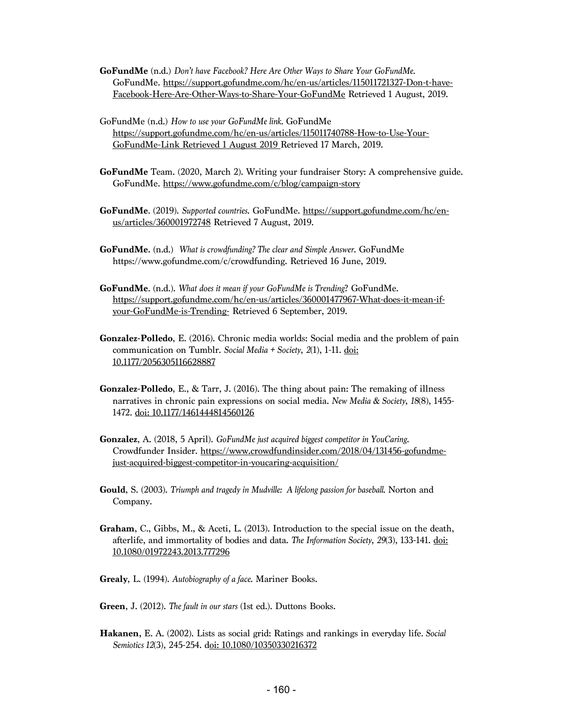**GoFundMe** (n.d.) *Don't have Facebook? Here Are Other Ways to Share Your GoFundMe.* GoFundMe. https://support.gofundme.com/hc/en-us/articles/115011721327-Don-t-have-Facebook-Here-Are-Other-Ways-to-Share-Your-GoFundMe Retrieved 1 August, 2019.

GoFundMe (n.d.) *How to use your GoFundMe link.* GoFundMe https://support.gofundme.com/hc/en-us/articles/115011740788-How-to-Use-Your-GoFundMe-Link Retrieved 1 August 2019 Retrieved 17 March, 2019.

**GoFundMe** Team. (2020, March 2). Writing your fundraiser Story: A comprehensive guide. GoFundMe. https://www.gofundme.com/c/blog/campaign-story

**GoFundMe**. (2019). *Supported countries.* GoFundMe. https://support.gofundme.com/hc/en-us/articles/360001972748 Retrieved 7 August, 2019.

**GoFundMe.** (n.d.) *What is crowdfunding? The clear and Simple Answer.* GoFundMe https://www.gofundme.com/c/crowdfunding. Retrieved 16 June, 2019.

**GoFundMe**. (n.d.). *What does it mean if your GoFundMe is Trending?* GoFundMe. https://support.gofundme.com/hc/en-us/articles/360001477967-What-does-it-mean-if-your-GoFundMe-is-Trending- Retrieved 6 September, 2019.

**Gonzalez-Polledo**, E. (2016). Chronic media worlds: Social media and the problem of pain communication on Tumblr. *Social Media + Society*, *2*(1), 1-11. doi: 10.1177/2056305116628887

**Gonzalez-Polledo**, E., & Tarr, J. (2016). The thing about pain: The remaking of illness narratives in chronic pain expressions on social media. *New Media & Society*, *18*(8), 1455-1472. doi: 10.1177/1461444814560126

**Gonzalez**, A. (2018, 5 April). *GoFundMe just acquired biggest competitor in YouCaring.* Crowdfunder Insider. https://www.crowdfundinsider.com/2018/04/131456-gofundme-just-acquired-biggest-competitor-in-youcaring-acquisition/

**Gould**, S. (2003). *Triumph and tragedy in Mudville: A lifelong passion for baseball.* Norton and Company.

**Graham**, C., Gibbs, M., & Aceti, L. (2013). Introduction to the special issue on the death, afterlife, and immortality of bodies and data. *The Information Society*, *29*(3), 133-141. doi: 10.1080/01972243.2013.777296

**Grealy**, L. (1994). *Autobiography of a face.* Mariner Books.

**Green**, J. (2012). *The fault in our stars* (1st ed.). Duttons Books.

**Hakanen**, E. A. (2002). Lists as social grid: Ratings and rankings in everyday life. *Social Semiotics 12*(3), 245-254. doi: 10.1080/10350330216372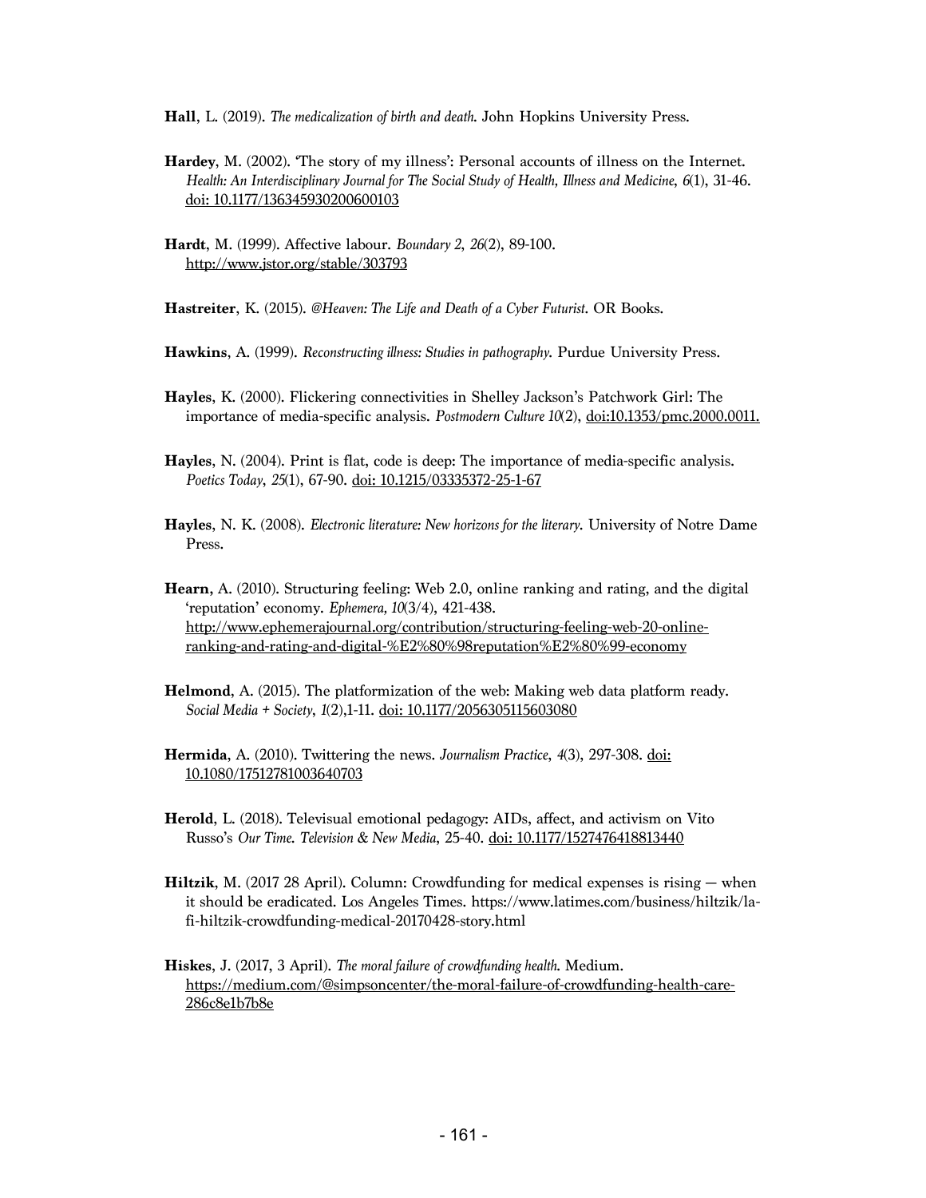**Hall**, L. (2019). *The medicalization of birth and death.* John Hopkins University Press.

**Hardey**, M. (2002). 'The story of my illness': Personal accounts of illness on the Internet. *Health: An Interdisciplinary Journal for The Social Study of Health, Illness and Medicine*, *6*(1), 31-46. doi: 10.1177/136345930200600103

**Hardt**, M. (1999). Affective labour. *Boundary 2*, *26*(2), 89-100. http://www.jstor.org/stable/303793

**Hastreiter**, K. (2015). *@Heaven: The Life and Death of a Cyber Futurist*. OR Books.

**Hawkins**, A. (1999). *Reconstructing illness: Studies in pathography.* Purdue University Press.

**Hayles**, K. (2000). Flickering connectivities in Shelley Jackson's Patchwork Girl: The importance of media-specific analysis. *Postmodern Culture 10*(2), doi:10.1353/pmc.2000.0011.

**Hayles**, N. (2004). Print is flat, code is deep: The importance of media-specific analysis. *Poetics Today*, *25*(1), 67-90. doi: 10.1215/03335372-25-1-67

**Hayles**, N. K. (2008). *Electronic literature: New horizons for the literary.* University of Notre Dame Press.

**Hearn**, A. (2010). Structuring feeling: Web 2.0, online ranking and rating, and the digital 'reputation' economy. *Ephemera, 10*(3/4), 421-438. http://www.ephemerajournal.org/contribution/structuring-feeling-web-20-online-ranking-and-rating-and-digital-%E2%80%98reputation%E2%80%99-economy

**Helmond**, A. (2015). The platformization of the web: Making web data platform ready. *Social Media + Society*, *1*(2),1-11. doi: 10.1177/2056305115603080

**Hermida**, A. (2010). Twittering the news. *Journalism Practice*, *4*(3), 297-308. doi: 10.1080/17512781003640703

**Herold**, L. (2018). Televisual emotional pedagogy: AIDs, affect, and activism on Vito Russo's *Our Time. Television & New Media*, 25-40. doi: 10.1177/1527476418813440

**Hiltzik**, M. (2017 28 April). Column: Crowdfunding for medical expenses is rising — when it should be eradicated. Los Angeles Times. https://www.latimes.com/business/hiltzik/la-fi-hiltzik-crowdfunding-medical-20170428-story.html

**Hiskes**, J. (2017, 3 April). *The moral failure of crowdfunding health.* Medium. https://medium.com/@simpsoncenter/the-moral-failure-of-crowdfunding-health-care-286c8e1b7b8e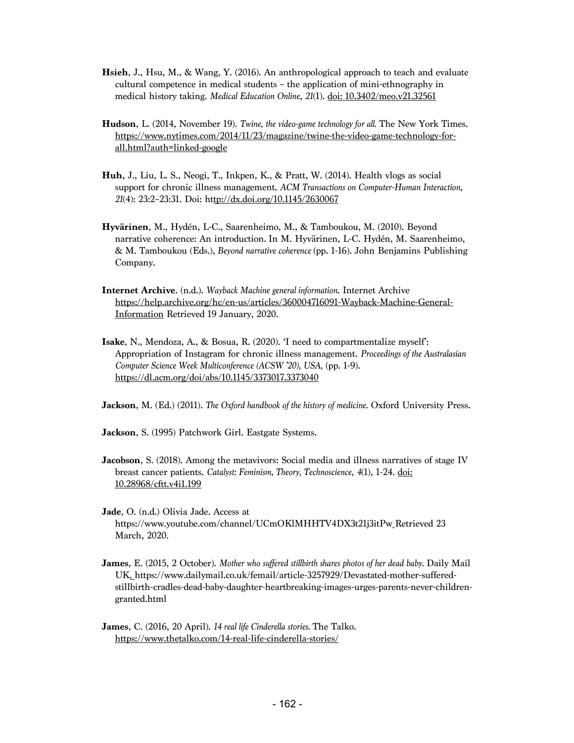**Hsieh**, J., Hsu, M., & Wang, Y. (2016). An anthropological approach to teach and evaluate cultural competence in medical students – the application of mini-ethnography in medical history taking. *Medical Education Online*, *21*(1). doi: 10.3402/meo.v21.32561

**Hudson**, L. (2014, November 19). *Twine, the video-game technology for all.* The New York Times. https://www.nytimes.com/2014/11/23/magazine/twine-the-video-game-technology-for-all.html?auth=linked-google

**Huh**, J., Liu, L. S., Neogi, T., Inkpen, K., & Pratt, W. (2014). Health vlogs as social support for chronic illness management. *ACM Transactions on Computer-Human Interaction*, *21*(4): 23:2–23:31. Doi: http://dx.doi.org/10.1145/2630067

**Hyvärinen**, M., Hydén, L-C., Saarenheimo, M., & Tamboukou, M. (2010). Beyond narrative coherence: An introduction. In M. Hyvärinen, L-C. Hydén, M. Saarenheimo, & M. Tamboukou (Eds.), *Beyond narrative coherence* (pp. 1-16). John Benjamins Publishing Company.

**Internet Archive**. (n.d.). *Wayback Machine general information.* Internet Archive https://help.archive.org/hc/en-us/articles/360004716091-Wayback-Machine-General-Information Retrieved 19 January, 2020.

**Isake**, N., Mendoza, A., & Bosua, R. (2020). 'I need to compartmentalize myself': Appropriation of Instagram for chronic illness management. *Proceedings of the Australasian Computer Science Week Multiconference (ACSW '20), USA,* (pp. 1-9). https://dl.acm.org/doi/abs/10.1145/3373017.3373040

**Jackson**, M. (Ed.) (2011). *The Oxford handbook of the history of medicine.* Oxford University Press.

**Jackson**, S. (1995) Patchwork Girl. Eastgate Systems.

**Jacobson**, S. (2018). Among the metavivors: Social media and illness narratives of stage IV breast cancer patients. *Catalyst: Feminism, Theory, Technoscience*, *4*(1), 1-24. doi: 10.28968/cftt.v4i1.199

**Jade**, O. (n.d.) Olivia Jade. Access at https://www.youtube.com/channel/UCmOKlMHHTV4DX3t21j3itPw Retrieved 23 March, 2020.

**James**, E. (2015, 2 October). *Mother who suffered stillbirth shares photos of her dead baby*. Daily Mail UK. https://www.dailymail.co.uk/femail/article-3257929/Devastated-mother-suffered-stillbirth-cradles-dead-baby-daughter-heartbreaking-images-urges-parents-never-children-granted.html

**James**, C. (2016, 20 April). *14 real life Cinderella stories.* The Talko. https://www.thetalko.com/14-real-life-cinderella-stories/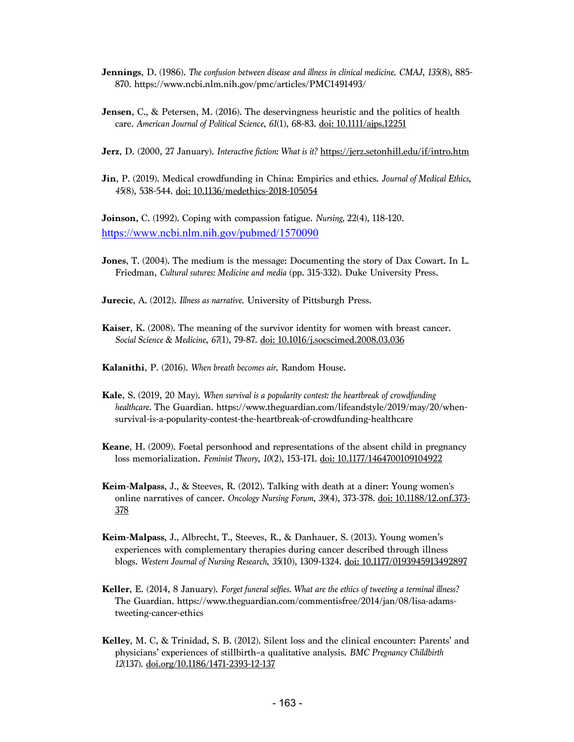**Jennings**, D. (1986). *The confusion between disease and illness in clinical medicine. CMAJ*, *135*(8), 885-870. https://www.ncbi.nlm.nih.gov/pmc/articles/PMC1491493/

**Jensen**, C., & Petersen, M. (2016). The deservingness heuristic and the politics of health care. *American Journal of Political Science*, *61*(1), 68-83. doi: 10.1111/ajps.12251

**Jerz**, D. (2000, 27 January). *Interactive fiction: What is it?* https://jerz.setonhill.edu/if/intro.htm

**Jin**, P. (2019). Medical crowdfunding in China: Empirics and ethics. *Journal of Medical Ethics*, *45*(8), 538-544. doi: 10.1136/medethics-2018-105054

**Joinson**, C. (1992). Coping with compassion fatigue. *Nursing,* 22(4), 118-120. https://www.ncbi.nlm.nih.gov/pubmed/1570090

**Jones**, T. (2004). The medium is the message: Documenting the story of Dax Cowart. In L. Friedman, *Cultural sutures: Medicine and media* (pp. 315-332). Duke University Press.

**Jurecic**, A. (2012). *Illness as narrative.* University of Pittsburgh Press.

**Kaiser**, K. (2008). The meaning of the survivor identity for women with breast cancer. *Social Science & Medicine*, *67*(1), 79-87. doi: 10.1016/j.socscimed.2008.03.036

**Kalanithi**, P. (2016). *When breath becomes air*. Random House.

**Kale**, S. (2019, 20 May). *When survival is a popularity contest: the heartbreak of crowdfunding healthcare*. The Guardian. https://www.theguardian.com/lifeandstyle/2019/may/20/when-survival-is-a-popularity-contest-the-heartbreak-of-crowdfunding-healthcare

**Keane**, H. (2009). Foetal personhood and representations of the absent child in pregnancy loss memorialization. *Feminist Theory*, *10*(2), 153-171. doi: 10.1177/1464700109104922

**Keim-Malpass**, J., & Steeves, R. (2012). Talking with death at a diner: Young women's online narratives of cancer. *Oncology Nursing Forum*, *39*(4), 373-378. doi: 10.1188/12.onf.373-378

**Keim-Malpass**, J., Albrecht, T., Steeves, R., & Danhauer, S. (2013). Young women's experiences with complementary therapies during cancer described through illness blogs. *Western Journal of Nursing Research*, *35*(10), 1309-1324. doi: 10.1177/0193945913492897

**Keller**, E. (2014, 8 January). *Forget funeral selfies. What are the ethics of tweeting a terminal illness?* The Guardian. https://www.theguardian.com/commentisfree/2014/jan/08/lisa-adams-tweeting-cancer-ethics

**Kelley**, M. C, & Trinidad, S. B. (2012). Silent loss and the clinical encounter: Parents' and physicians' experiences of stillbirth–a qualitative analysis. *BMC Pregnancy Childbirth* *12*(137). doi.org/10.1186/1471-2393-12-137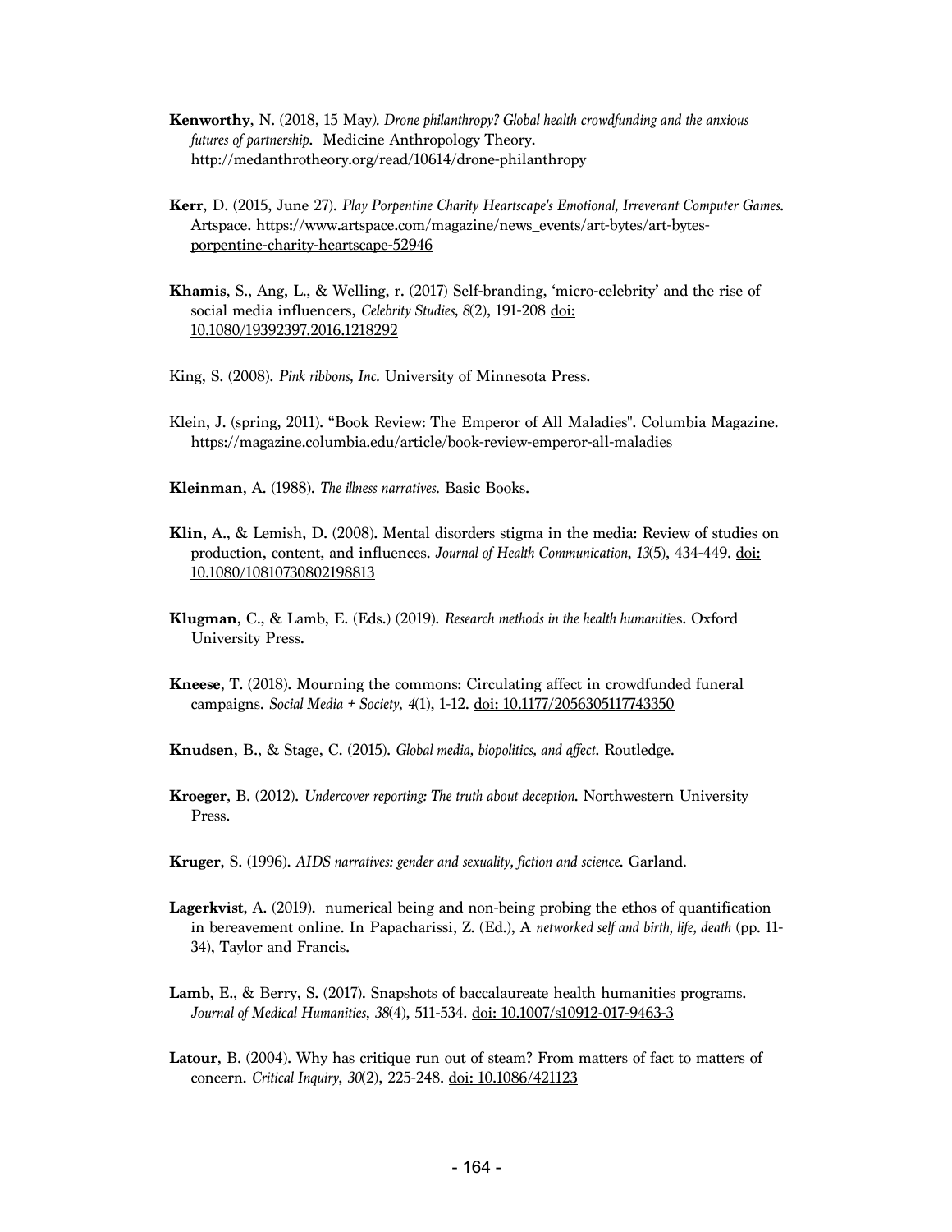**Kenworthy**, N. (2018, 15 May*). Drone philanthropy? Global health crowdfunding and the anxious futures of partnership*. Medicine Anthropology Theory. http://medanthrotheory.org/read/10614/drone-philanthropy

**Kerr**, D. (2015, June 27). *Play Porpentine Charity Heartscape's Emotional, Irreverant Computer Games.* Artspace. https://www.artspace.com/magazine/news_events/art-bytes/art-bytes-porpentine-charity-heartscape-52946

**Khamis**, S., Ang, L., & Welling, r. (2017) Self-branding, 'micro-celebrity' and the rise of social media influencers, *Celebrity Studies, 8*(2), 191-208 doi: 10.1080/19392397.2016.1218292

King, S. (2008). *Pink ribbons, Inc.* University of Minnesota Press.

Klein, J. (spring, 2011). "Book Review: The Emperor of All Maladies". Columbia Magazine. https://magazine.columbia.edu/article/book-review-emperor-all-maladies

**Kleinman**, A. (1988). *The illness narratives.* Basic Books.

**Klin**, A., & Lemish, D. (2008). Mental disorders stigma in the media: Review of studies on production, content, and influences. *Journal of Health Communication*, *13*(5), 434-449. doi: 10.1080/10810730802198813

**Klugman**, C., & Lamb, E. (Eds.) (2019). *Research methods in the health humaniti*es. Oxford University Press.

**Kneese**, T. (2018). Mourning the commons: Circulating affect in crowdfunded funeral campaigns. *Social Media + Society*, *4*(1), 1-12. doi: 10.1177/2056305117743350

**Knudsen**, B., & Stage, C. (2015). *Global media, biopolitics, and affect*. Routledge.

**Kroeger**, B. (2012). *Undercover reporting: The truth about deception.* Northwestern University Press.

**Kruger**, S. (1996). *AIDS narratives: gender and sexuality, fiction and science.* Garland.

**Lagerkvist**, A. (2019). numerical being and non-being probing the ethos of quantification in bereavement online. In Papacharissi, Z. (Ed.), A *networked self and birth, life, death* (pp. 11-34), Taylor and Francis.

**Lamb**, E., & Berry, S. (2017). Snapshots of baccalaureate health humanities programs. *Journal of Medical Humanities*, *38*(4), 511-534. doi: 10.1007/s10912-017-9463-3

**Latour**, B. (2004). Why has critique run out of steam? From matters of fact to matters of concern. *Critical Inquiry*, *30*(2), 225-248. doi: 10.1086/421123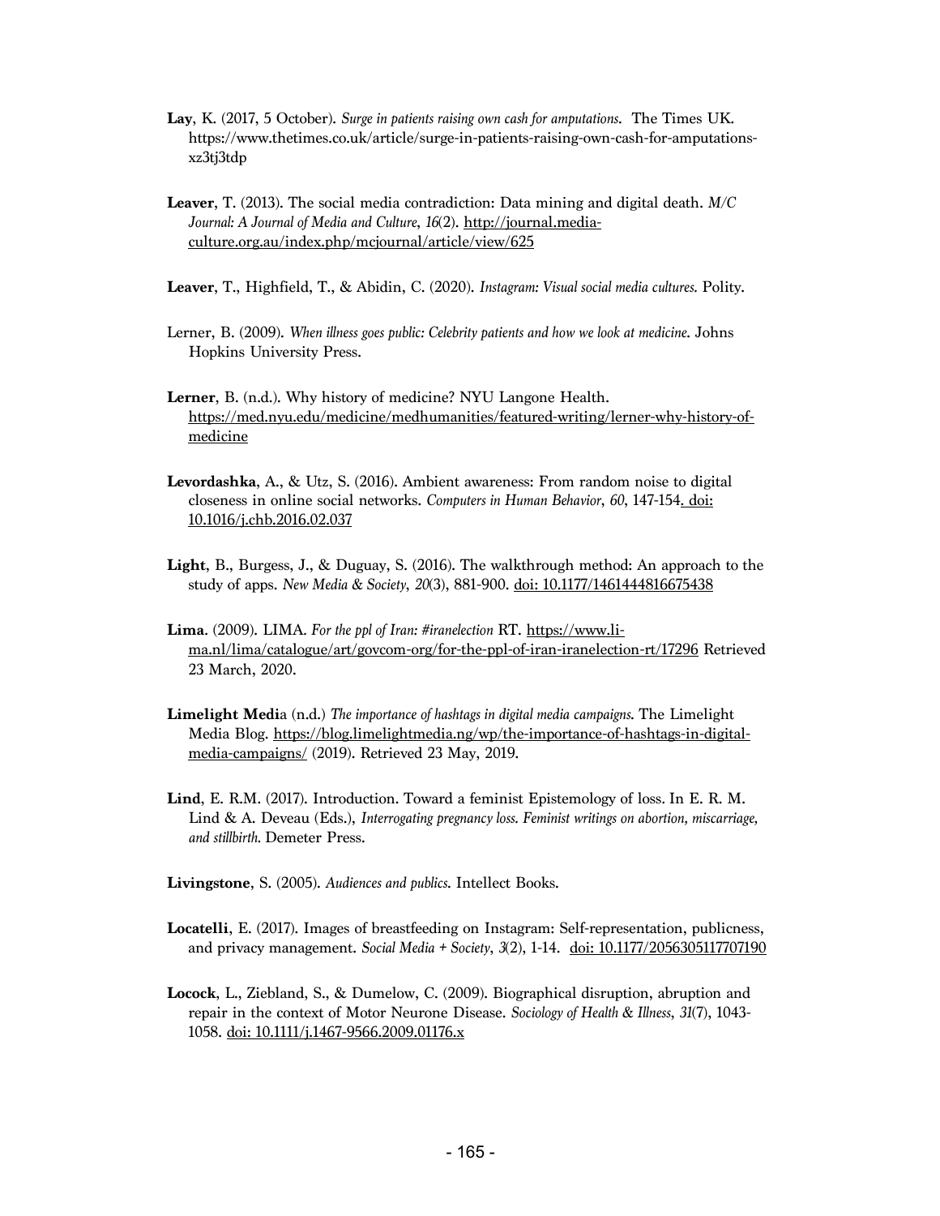**Lay**, K. (2017, 5 October). *Surge in patients raising own cash for amputations*. The Times UK. https://www.thetimes.co.uk/article/surge-in-patients-raising-own-cash-for-amputations-xz3tj3tdp

**Leaver**, T. (2013). The social media contradiction: Data mining and digital death. *M/C Journal: A Journal of Media and Culture*, *16*(2). http://journal.media-culture.org.au/index.php/mcjournal/article/view/625

**Leaver**, T., Highfield, T., & Abidin, C. (2020). *Instagram: Visual social media cultures.* Polity.

Lerner, B. (2009). *When illness goes public: Celebrity patients and how we look at medicine.* Johns Hopkins University Press.

**Lerner**, B. (n.d.). Why history of medicine? NYU Langone Health. https://med.nyu.edu/medicine/medhumanities/featured-writing/lerner-why-history-of-medicine

**Levordashka**, A., & Utz, S. (2016). Ambient awareness: From random noise to digital closeness in online social networks. *Computers in Human Behavior*, *60*, 147-154. doi: 10.1016/j.chb.2016.02.037

**Light**, B., Burgess, J., & Duguay, S. (2016). The walkthrough method: An approach to the study of apps. *New Media & Society*, *20*(3), 881-900. doi: 10.1177/1461444816675438

**Lima**. (2009). LIMA. *For the ppl of Iran: #iranelection* RT. https://www.li-ma.nl/lima/catalogue/art/govcom-org/for-the-ppl-of-iran-iranelection-rt/17296 Retrieved 23 March, 2020.

**Limelight Medi**a (n.d.) *The importance of hashtags in digital media campaigns.* The Limelight Media Blog. https://blog.limelightmedia.ng/wp/the-importance-of-hashtags-in-digital-media-campaigns/ (2019). Retrieved 23 May, 2019.

**Lind**, E. R.M. (2017). Introduction. Toward a feminist Epistemology of loss. In E. R. M. Lind & A. Deveau (Eds.), *Interrogating pregnancy loss. Feminist writings on abortion, miscarriage, and stillbirth.* Demeter Press.

**Livingstone**, S. (2005). *Audiences and publics.* Intellect Books.

**Locatelli**, E. (2017). Images of breastfeeding on Instagram: Self-representation, publicness, and privacy management. *Social Media + Society*, *3*(2), 1-14. doi: 10.1177/2056305117707190

**Locock**, L., Ziebland, S., & Dumelow, C. (2009). Biographical disruption, abruption and repair in the context of Motor Neurone Disease. *Sociology of Health & Illness*, *31*(7), 1043-1058. doi: 10.1111/j.1467-9566.2009.01176.x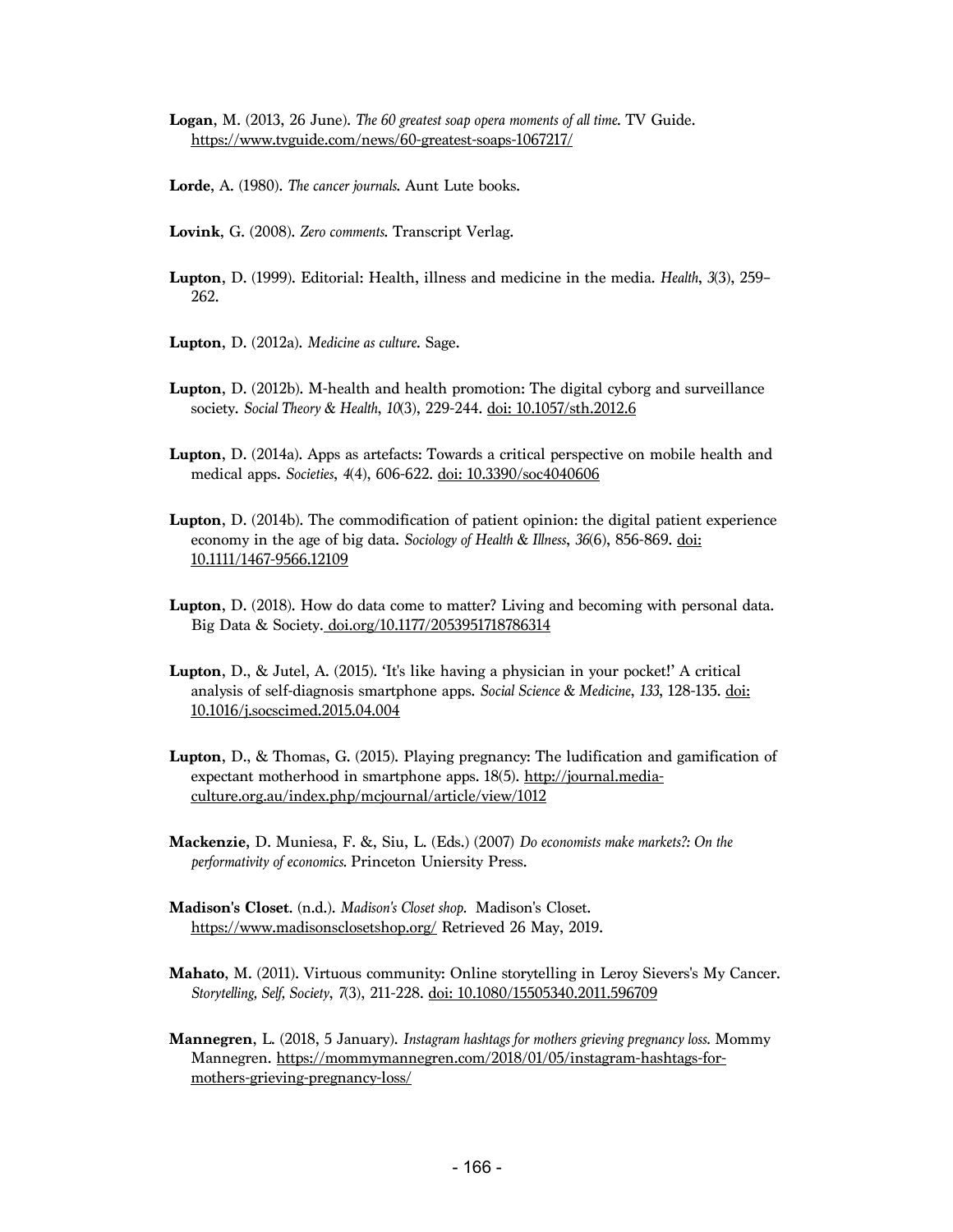**Logan**, M. (2013, 26 June). *The 60 greatest soap opera moments of all time*. TV Guide. https://www.tvguide.com/news/60-greatest-soaps-1067217/

**Lorde**, A. (1980). *The cancer journals*. Aunt Lute books.

**Lovink**, G. (2008). *Zero comments*. Transcript Verlag.

**Lupton**, D. (1999). Editorial: Health, illness and medicine in the media. *Health*, *3*(3), 259–262.

**Lupton**, D. (2012a). *Medicine as culture*. Sage.

**Lupton**, D. (2012b). M-health and health promotion: The digital cyborg and surveillance society. *Social Theory & Health*, *10*(3), 229-244. doi: 10.1057/sth.2012.6

**Lupton**, D. (2014a). Apps as artefacts: Towards a critical perspective on mobile health and medical apps. *Societies*, *4*(4), 606-622. doi: 10.3390/soc4040606

**Lupton**, D. (2014b). The commodification of patient opinion: the digital patient experience economy in the age of big data. *Sociology of Health & Illness*, *36*(6), 856-869. doi: 10.1111/1467-9566.12109

**Lupton**, D. (2018). How do data come to matter? Living and becoming with personal data. Big Data & Society. doi.org/10.1177/2053951718786314

**Lupton**, D., & Jutel, A. (2015). 'It's like having a physician in your pocket!' A critical analysis of self-diagnosis smartphone apps. *Social Science & Medicine*, *133*, 128-135. doi: 10.1016/j.socscimed.2015.04.004

**Lupton**, D., & Thomas, G. (2015). Playing pregnancy: The ludification and gamification of expectant motherhood in smartphone apps. 18(5). http://journal.media-culture.org.au/index.php/mcjournal/article/view/1012

**Mackenzie**, D. Muniesa, F. &, Siu, L. (Eds.) (2007) *Do economists make markets?: On the performativity of economics*. Princeton Uniersity Press.

**Madison's Closet**. (n.d.). *Madison's Closet shop*. Madison's Closet. https://www.madisonsclosetshop.org/ Retrieved 26 May, 2019.

**Mahato**, M. (2011). Virtuous community: Online storytelling in Leroy Sievers's My Cancer. *Storytelling, Self, Society*, *7*(3), 211-228. doi: 10.1080/15505340.2011.596709

**Mannegren**, L. (2018, 5 January). *Instagram hashtags for mothers grieving pregnancy loss*. Mommy Mannegren. https://mommymannegren.com/2018/01/05/instagram-hashtags-for-mothers-grieving-pregnancy-loss/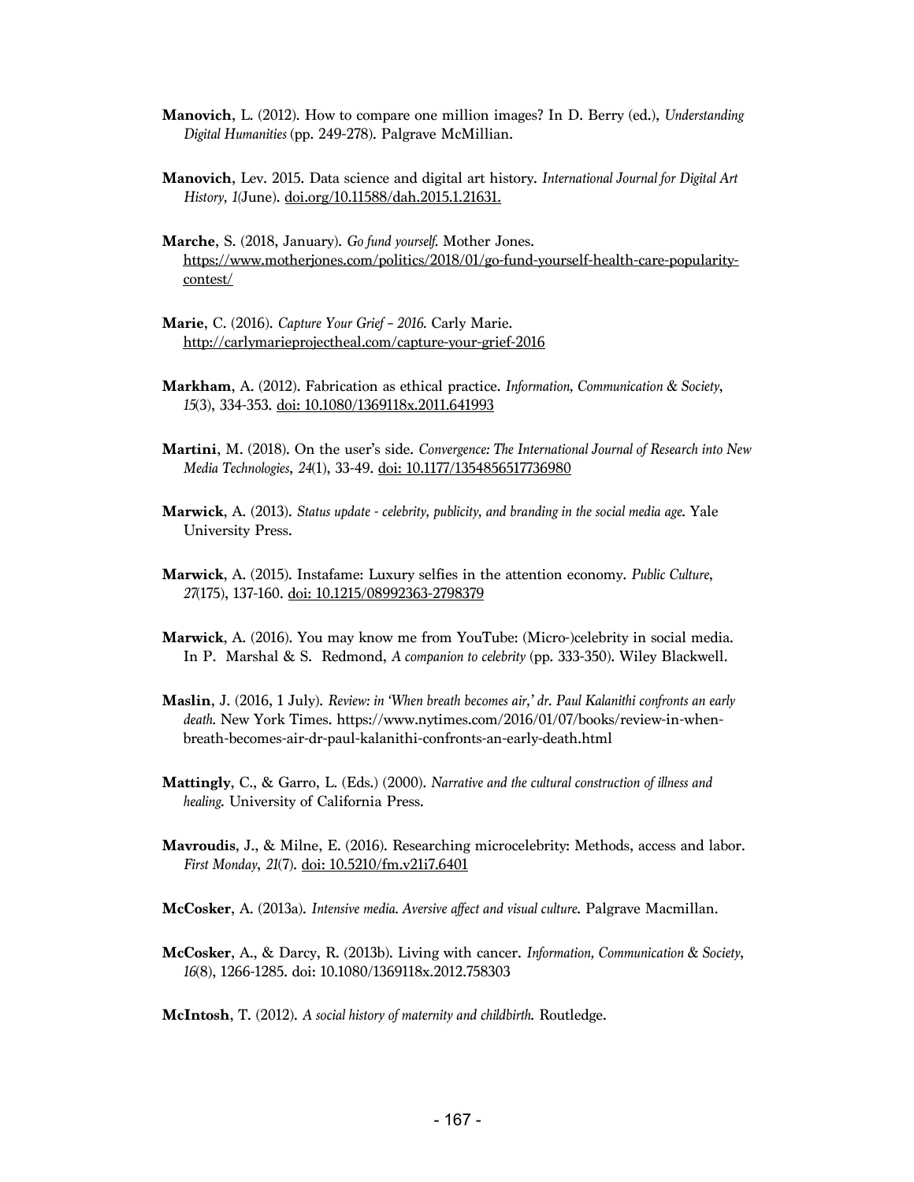**Manovich**, L. (2012). How to compare one million images? In D. Berry (ed.), *Understanding Digital Humanities* (pp. 249-278). Palgrave McMillian.

**Manovich**, Lev. 2015. Data science and digital art history. *International Journal for Digital Art History, 1*(June). doi.org/10.11588/dah.2015.1.21631.

**Marche**, S. (2018, January). *Go fund yourself.* Mother Jones. https://www.motherjones.com/politics/2018/01/go-fund-yourself-health-care-popularity-contest/

**Marie**, C. (2016). *Capture Your Grief – 2016.* Carly Marie. http://carlymarieprojectheal.com/capture-your-grief-2016

**Markham**, A. (2012). Fabrication as ethical practice. *Information, Communication & Society*, *15*(3), 334-353. doi: 10.1080/1369118x.2011.641993

**Martini**, M. (2018). On the user's side. *Convergence: The International Journal of Research into New Media Technologies*, *24*(1), 33-49. doi: 10.1177/1354856517736980

**Marwick**, A. (2013). *Status update - celebrity, publicity, and branding in the social media age.* Yale University Press.

**Marwick**, A. (2015). Instafame: Luxury selfies in the attention economy. *Public Culture*, *27*(175), 137-160. doi: 10.1215/08992363-2798379

**Marwick**, A. (2016). You may know me from YouTube: (Micro-)celebrity in social media. In P. Marshal & S. Redmond, *A companion to celebrity* (pp. 333-350). Wiley Blackwell.

**Maslin**, J. (2016, 1 July). *Review: in 'When breath becomes air,' dr. Paul Kalanithi confronts an early death.* New York Times. https://www.nytimes.com/2016/01/07/books/review-in-when-breath-becomes-air-dr-paul-kalanithi-confronts-an-early-death.html

**Mattingly**, C., & Garro, L. (Eds.) (2000). *Narrative and the cultural construction of illness and healing.* University of California Press.

**Mavroudis**, J., & Milne, E. (2016). Researching microcelebrity: Methods, access and labor. *First Monday*, *21*(7). doi: 10.5210/fm.v21i7.6401

**McCosker**, A. (2013a). *Intensive media. Aversive affect and visual culture.* Palgrave Macmillan.

**McCosker**, A., & Darcy, R. (2013b). Living with cancer. *Information, Communication & Society*, *16*(8), 1266-1285. doi: 10.1080/1369118x.2012.758303

**McIntosh**, T. (2012). *A social history of maternity and childbirth.* Routledge.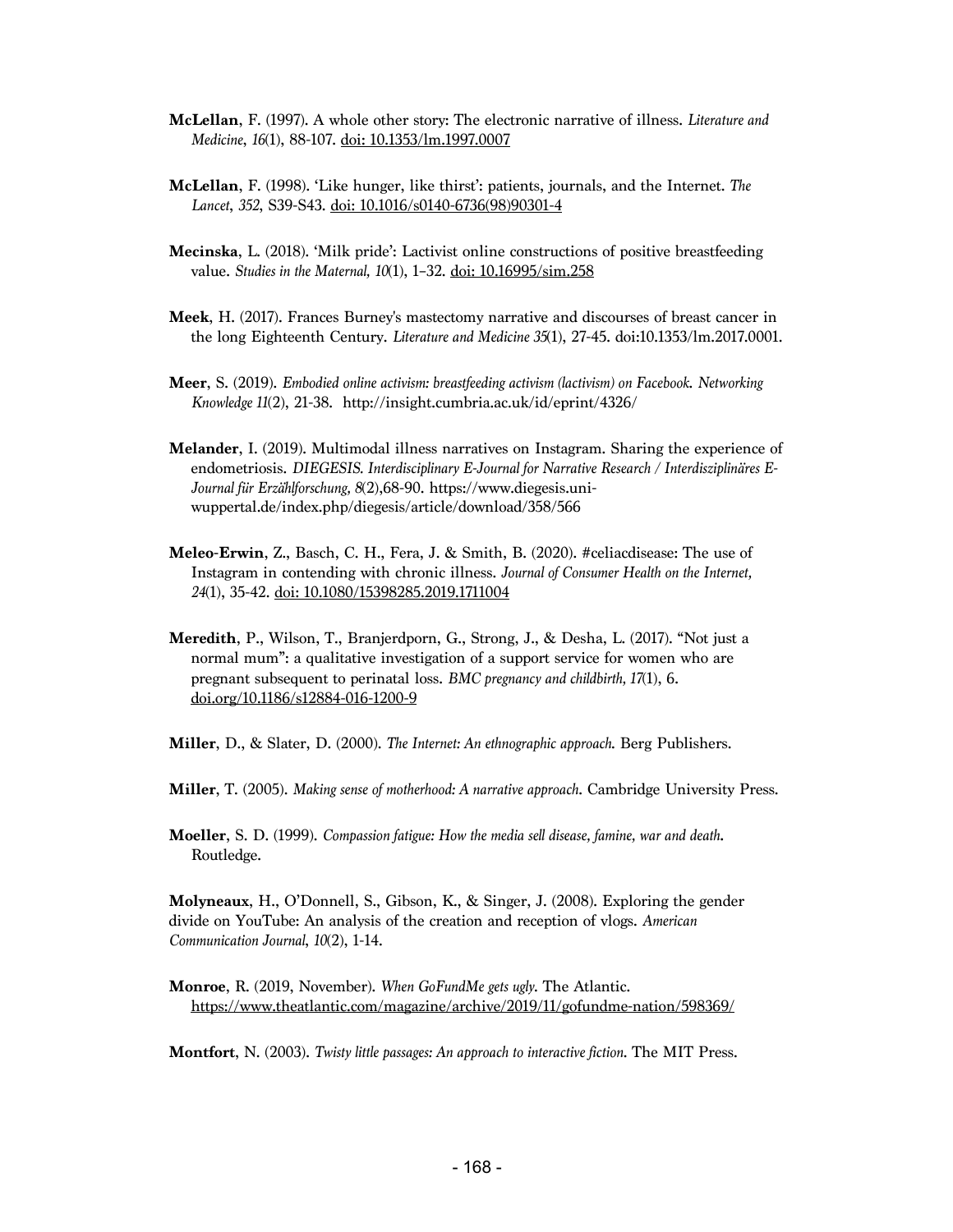**McLellan**, F. (1997). A whole other story: The electronic narrative of illness. *Literature and Medicine*, *16*(1), 88-107. doi: 10.1353/lm.1997.0007

**McLellan**, F. (1998). 'Like hunger, like thirst': patients, journals, and the Internet. *The Lancet*, *352*, S39-S43. doi: 10.1016/s0140-6736(98)90301-4

**Mecinska**, L. (2018). 'Milk pride': Lactivist online constructions of positive breastfeeding value. *Studies in the Maternal, 10*(1), 1–32. doi: 10.16995/sim.258

**Meek**, H. (2017). Frances Burney's mastectomy narrative and discourses of breast cancer in the long Eighteenth Century. *Literature and Medicine 35*(1), 27-45. doi:10.1353/lm.2017.0001.

**Meer**, S. (2019). *Embodied online activism: breastfeeding activism (lactivism) on Facebook. Networking Knowledge 11*(2), 21-38. http://insight.cumbria.ac.uk/id/eprint/4326/

**Melander**, I. (2019). Multimodal illness narratives on Instagram. Sharing the experience of endometriosis. *DIEGESIS. Interdisciplinary E-Journal for Narrative Research / Interdisziplinäres E-Journal für Erzählforschung, 8*(2),68-90. https://www.diegesis.uni-wuppertal.de/index.php/diegesis/article/download/358/566

**Meleo-Erwin**, Z., Basch, C. H., Fera, J. & Smith, B. (2020). #celiacdisease: The use of Instagram in contending with chronic illness. *Journal of Consumer Health on the Internet, 24*(1), 35-42. doi: 10.1080/15398285.2019.1711004

**Meredith**, P., Wilson, T., Branjerdporn, G., Strong, J., & Desha, L. (2017). "Not just a normal mum": a qualitative investigation of a support service for women who are pregnant subsequent to perinatal loss. *BMC pregnancy and childbirth, 17*(1), 6. doi.org/10.1186/s12884-016-1200-9

**Miller**, D., & Slater, D. (2000). *The Internet: An ethnographic approach.* Berg Publishers.

**Miller**, T. (2005). *Making sense of motherhood: A narrative approach*. Cambridge University Press.

**Moeller**, S. D. (1999). *Compassion fatigue: How the media sell disease, famine, war and death***.** Routledge.

**Molyneaux**, H., O'Donnell, S., Gibson, K., & Singer, J. (2008). Exploring the gender divide on YouTube: An analysis of the creation and reception of vlogs. *American Communication Journal*, *10*(2), 1-14.

**Monroe**, R. (2019, November). *When GoFundMe gets ugly*. The Atlantic. https://www.theatlantic.com/magazine/archive/2019/11/gofundme-nation/598369/

**Montfort**, N. (2003). *Twisty little passages: An approach to interactive fiction*. The MIT Press.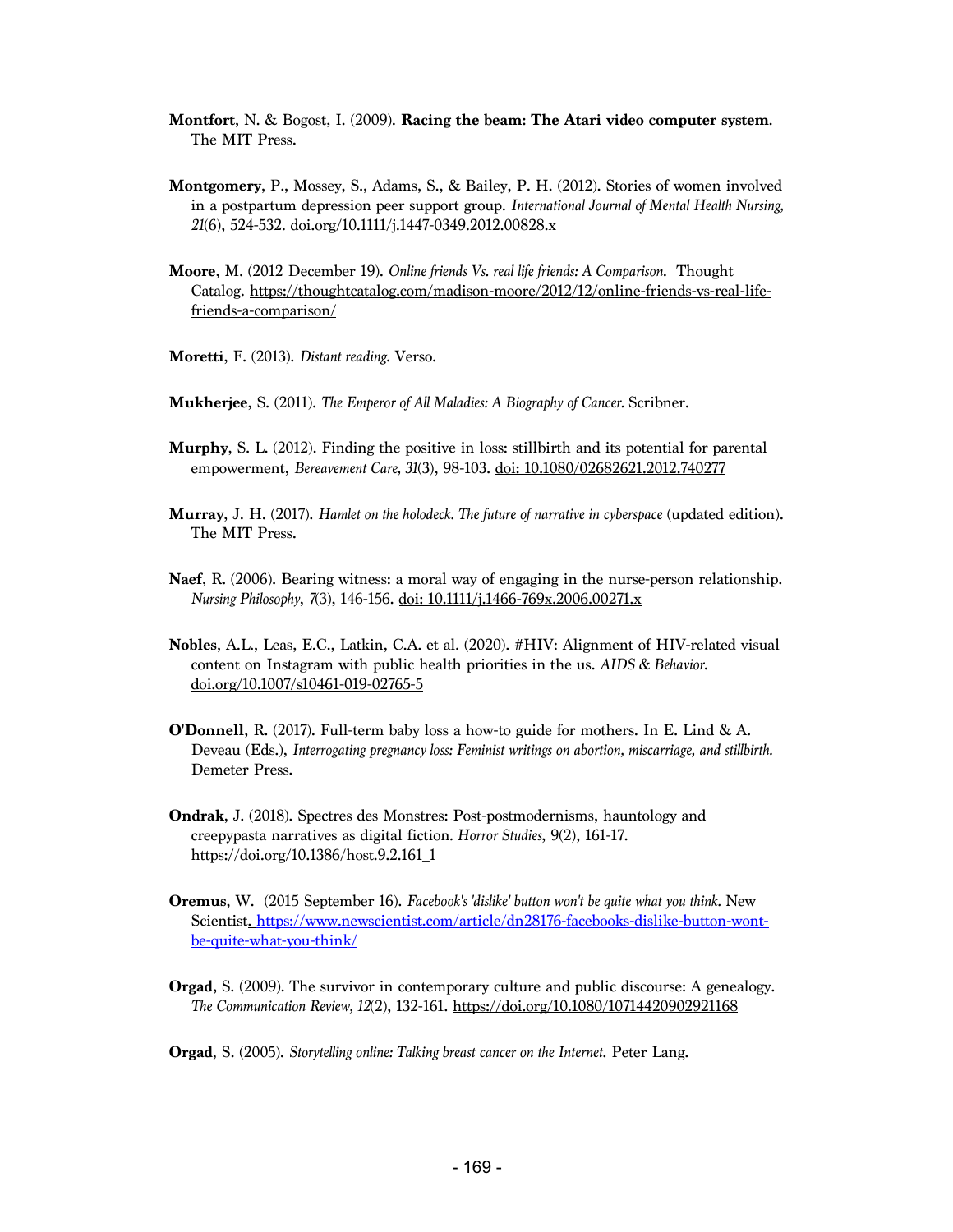**Montfort**, N. & Bogost, I. (2009). **Racing the beam: The Atari video computer system**. The MIT Press.

**Montgomery**, P., Mossey, S., Adams, S., & Bailey, P. H. (2012). Stories of women involved in a postpartum depression peer support group. *International Journal of Mental Health Nursing, 21*(6), 524-532. doi.org/10.1111/j.1447-0349.2012.00828.x

**Moore**, M. (2012 December 19). *Online friends Vs. real life friends: A Comparison*. Thought Catalog. https://thoughtcatalog.com/madison-moore/2012/12/online-friends-vs-real-life-friends-a-comparison/

**Moretti**, F. (2013). *Distant reading*. Verso.

**Mukherjee**, S. (2011). *The Emperor of All Maladies: A Biography of Cancer*. Scribner.

**Murphy**, S. L. (2012). Finding the positive in loss: stillbirth and its potential for parental empowerment, *Bereavement Care, 31*(3), 98-103. doi: 10.1080/02682621.2012.740277

**Murray**, J. H. (2017). *Hamlet on the holodeck. The future of narrative in cyberspace* (updated edition). The MIT Press.

**Naef**, R. (2006). Bearing witness: a moral way of engaging in the nurse-person relationship. *Nursing Philosophy*, *7*(3), 146-156. doi: 10.1111/j.1466-769x.2006.00271.x

**Nobles**, A.L., Leas, E.C., Latkin, C.A. et al. (2020). #HIV: Alignment of HIV-related visual content on Instagram with public health priorities in the us. *AIDS & Behavior*. doi.org/10.1007/s10461-019-02765-5

**O'Donnell**, R. (2017). Full-term baby loss a how-to guide for mothers. In E. Lind & A. Deveau (Eds.), *Interrogating pregnancy loss: Feminist writings on abortion, miscarriage, and stillbirth*. Demeter Press.

**Ondrak**, J. (2018). Spectres des Monstres: Post-postmodernisms, hauntology and creepypasta narratives as digital fiction. *Horror Studies*, 9(2), 161-17. https://doi.org/10.1386/host.9.2.161_1

**Oremus**, W. (2015 September 16). *Facebook's 'dislike' button won't be quite what you think*. New Scientist. https://www.newscientist.com/article/dn28176-facebooks-dislike-button-wont-be-quite-what-you-think/

**Orgad**, S. (2009). The survivor in contemporary culture and public discourse: A genealogy. *The Communication Review, 12*(2), 132-161. https://doi.org/10.1080/10714420902921168

**Orgad**, S. (2005). *Storytelling online: Talking breast cancer on the Internet*. Peter Lang.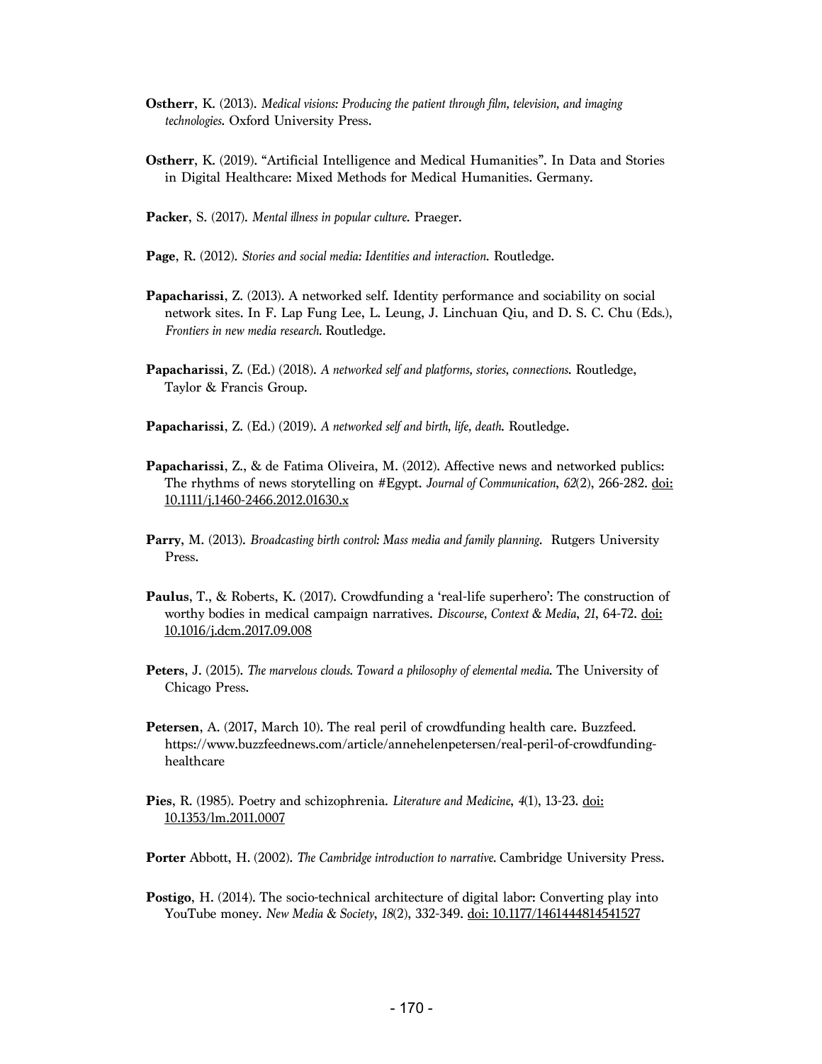**Ostherr**, K. (2013). *Medical visions: Producing the patient through film, television, and imaging technologies*. Oxford University Press.

**Ostherr**, K. (2019). "Artificial Intelligence and Medical Humanities". In Data and Stories in Digital Healthcare: Mixed Methods for Medical Humanities. Germany.

**Packer**, S. (2017). *Mental illness in popular culture*. Praeger.

**Page**, R. (2012). *Stories and social media: Identities and interaction*. Routledge.

**Papacharissi**, Z. (2013). A networked self. Identity performance and sociability on social network sites. In F. Lap Fung Lee, L. Leung, J. Linchuan Qiu, and D. S. C. Chu (Eds.), *Frontiers in new media research*. Routledge.

**Papacharissi**, Z. (Ed.) (2018). *A networked self and platforms, stories, connections*. Routledge, Taylor & Francis Group.

**Papacharissi**, Z. (Ed.) (2019). *A networked self and birth, life, death*. Routledge.

**Papacharissi**, Z., & de Fatima Oliveira, M. (2012). Affective news and networked publics: The rhythms of news storytelling on #Egypt. *Journal of Communication*, *62*(2), 266-282. doi: 10.1111/j.1460-2466.2012.01630.x

**Parry**, M. (2013). *Broadcasting birth control: Mass media and family planning*. Rutgers University Press.

**Paulus**, T., & Roberts, K. (2017). Crowdfunding a 'real-life superhero': The construction of worthy bodies in medical campaign narratives. *Discourse, Context & Media*, *21*, 64-72. doi: 10.1016/j.dcm.2017.09.008

**Peters**, J. (2015). *The marvelous clouds. Toward a philosophy of elemental media*. The University of Chicago Press.

**Petersen**, A. (2017, March 10). The real peril of crowdfunding health care. Buzzfeed. https://www.buzzfeednews.com/article/annehelenpetersen/real-peril-of-crowdfunding-healthcare

**Pies**, R. (1985). Poetry and schizophrenia. *Literature and Medicine*, *4*(1), 13-23. doi: 10.1353/lm.2011.0007

**Porter** Abbott, H. (2002). *The Cambridge introduction to narrative*. Cambridge University Press.

**Postigo**, H. (2014). The socio-technical architecture of digital labor: Converting play into YouTube money. *New Media & Society*, *18*(2), 332-349. doi: 10.1177/1461444814541527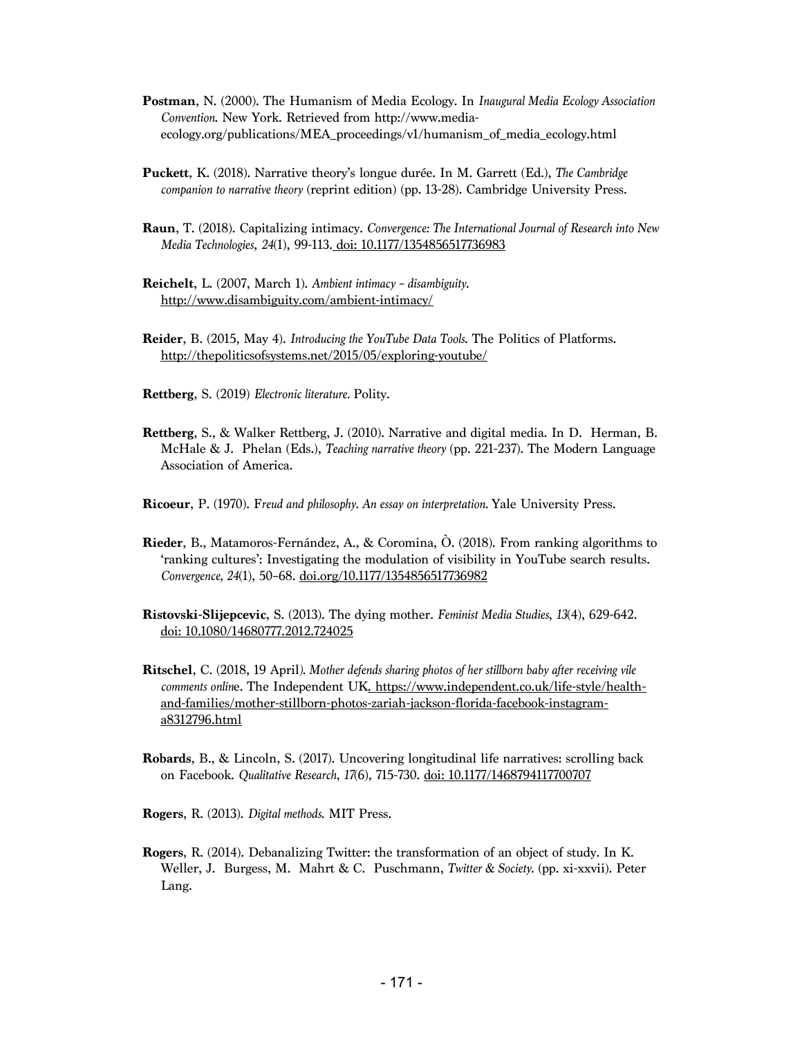**Postman**, N. (2000). The Humanism of Media Ecology. In *Inaugural Media Ecology Association Convention*. New York. Retrieved from http://www.media-ecology.org/publications/MEA_proceedings/v1/humanism_of_media_ecology.html

**Puckett**, K. (2018). Narrative theory's longue durée. In M. Garrett (Ed.), *The Cambridge companion to narrative theory* (reprint edition) (pp. 13-28). Cambridge University Press.

**Raun**, T. (2018). Capitalizing intimacy. *Convergence: The International Journal of Research into New Media Technologies*, *24*(1), 99-113. doi: 10.1177/1354856517736983

**Reichelt**, L. (2007, March 1). *Ambient intimacy – disambiguity*. http://www.disambiguity.com/ambient-intimacy/

**Reider**, B. (2015, May 4). *Introducing the YouTube Data Tools*. The Politics of Platforms. http://thepoliticsofsystems.net/2015/05/exploring-youtube/

**Rettberg**, S. (2019) *Electronic literature*. Polity.

**Rettberg**, S., & Walker Rettberg, J. (2010). Narrative and digital media. In D. Herman, B. McHale & J. Phelan (Eds.), *Teaching narrative theory* (pp. 221-237). The Modern Language Association of America.

**Ricoeur**, P. (1970). F*reud and philosophy. An essay on interpretation*. Yale University Press.

**Rieder**, B., Matamoros-Fernández, A., & Coromina, Ò. (2018). From ranking algorithms to 'ranking cultures': Investigating the modulation of visibility in YouTube search results. *Convergence, 24*(1), 50–68. doi.org/10.1177/1354856517736982

**Ristovski-Slijepcevic**, S. (2013). The dying mother. *Feminist Media Studies*, *13*(4), 629-642. doi: 10.1080/14680777.2012.724025

**Ritschel**, C. (2018, 19 April*). Mother defends sharing photos of her stillborn baby after receiving vile comments onlin*e. The Independent UK. https://www.independent.co.uk/life-style/health-and-families/mother-stillborn-photos-zariah-jackson-florida-facebook-instagram-a8312796.html

**Robards**, B., & Lincoln, S. (2017). Uncovering longitudinal life narratives: scrolling back on Facebook. *Qualitative Research*, *17*(6), 715-730. doi: 10.1177/1468794117700707

**Rogers**, R. (2013). *Digital methods*. MIT Press.

**Rogers**, R. (2014). Debanalizing Twitter: the transformation of an object of study. In K. Weller, J. Burgess, M. Mahrt & C. Puschmann, *Twitter & Society*. (pp. xi-xxvii). Peter Lang.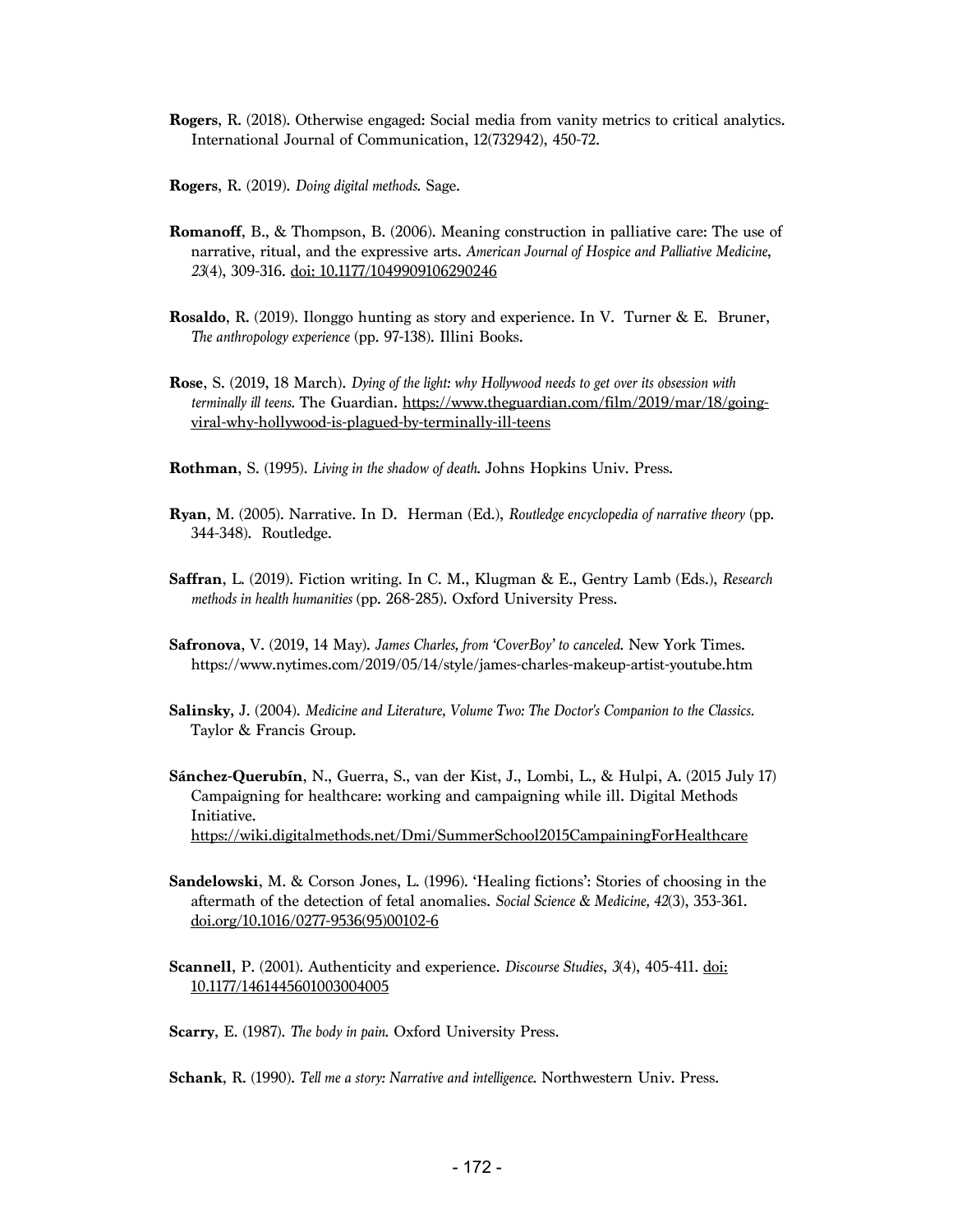**Rogers**, R. (2018). Otherwise engaged: Social media from vanity metrics to critical analytics. International Journal of Communication, 12(732942), 450-72.

**Rogers**, R. (2019). *Doing digital methods.* Sage.

**Romanoff**, B., & Thompson, B. (2006). Meaning construction in palliative care: The use of narrative, ritual, and the expressive arts. *American Journal of Hospice and Palliative Medicine*, *23*(4), 309-316. doi: 10.1177/1049909106290246

**Rosaldo**, R. (2019). Ilonggo hunting as story and experience. In V. Turner & E. Bruner, *The anthropology experience* (pp. 97-138). Illini Books.

**Rose**, S. (2019, 18 March). *Dying of the light: why Hollywood needs to get over its obsession with terminally ill teens.* The Guardian. https://www.theguardian.com/film/2019/mar/18/going-viral-why-hollywood-is-plagued-by-terminally-ill-teens

**Rothman**, S. (1995). *Living in the shadow of death.* Johns Hopkins Univ. Press.

**Ryan**, M. (2005). Narrative. In D. Herman (Ed.), *Routledge encyclopedia of narrative theory* (pp. 344-348). Routledge.

**Saffran**, L. (2019). Fiction writing. In C. M., Klugman & E., Gentry Lamb (Eds.), *Research methods in health humanities* (pp. 268-285). Oxford University Press.

**Safronova**, V. (2019, 14 May). *James Charles, from 'CoverBoy' to canceled.* New York Times. https://www.nytimes.com/2019/05/14/style/james-charles-makeup-artist-youtube.htm

**Salinsky,** J. (2004). *Medicine and Literature, Volume Two: The Doctor's Companion to the Classics.* Taylor & Francis Group.

**Sánchez-Querubín**, N., Guerra, S., van der Kist, J., Lombi, L., & Hulpi, A. (2015 July 17) Campaigning for healthcare: working and campaigning while ill. Digital Methods Initiative. https://wiki.digitalmethods.net/Dmi/SummerSchool2015CampainingForHealthcare

**Sandelowski**, M. & Corson Jones, L. (1996). 'Healing fictions': Stories of choosing in the aftermath of the detection of fetal anomalies. *Social Science & Medicine, 42*(3), 353-361. doi.org/10.1016/0277-9536(95)00102-6

**Scannell**, P. (2001). Authenticity and experience. *Discourse Studies*, *3*(4), 405-411. doi: 10.1177/1461445601003004005

**Scarry**, E. (1987). *The body in pain.* Oxford University Press.

**Schank**, R. (1990). *Tell me a story: Narrative and intelligence.* Northwestern Univ. Press.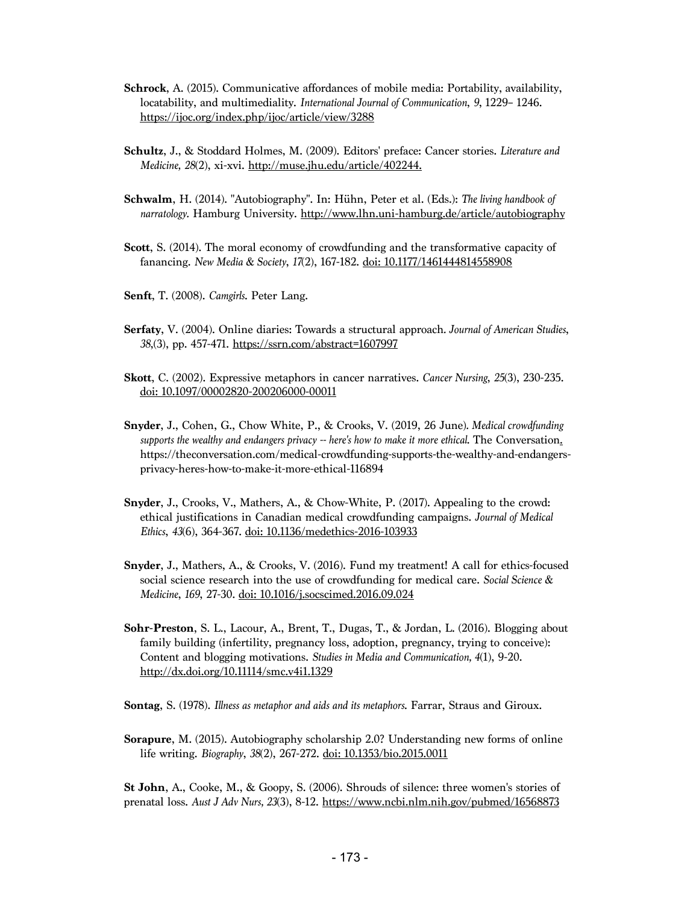**Schrock**, A. (2015). Communicative affordances of mobile media: Portability, availability, locatability, and multimediality. *International Journal of Communication*, *9*, 1229– 1246. https://ijoc.org/index.php/ijoc/article/view/3288

**Schultz**, J., & Stoddard Holmes, M. (2009). Editors' preface: Cancer stories. *Literature and Medicine, 28*(2), xi-xvi. http://muse.jhu.edu/article/402244.

**Schwalm**, H. (2014). "Autobiography". In: Hühn, Peter et al. (Eds.): *The living handbook of narratology.* Hamburg University. http://www.lhn.uni-hamburg.de/article/autobiography

**Scott**, S. (2014). The moral economy of crowdfunding and the transformative capacity of fanancing. *New Media & Society*, *17*(2), 167-182. doi: 10.1177/1461444814558908

**Senft**, T. (2008). *Camgirls.* Peter Lang.

**Serfaty**, V. (2004). Online diaries: Towards a structural approach. *Journal of American Studies*, *38*,(3), pp. 457-471. https://ssrn.com/abstract=1607997

**Skott**, C. (2002). Expressive metaphors in cancer narratives. *Cancer Nursing, 25*(3), 230-235. doi: 10.1097/00002820-200206000-00011

**Snyder**, J., Cohen, G., Chow White, P., & Crooks, V. (2019, 26 June). *Medical crowdfunding supports the wealthy and endangers privacy -- here's how to make it more ethical.* The Conversation. https://theconversation.com/medical-crowdfunding-supports-the-wealthy-and-endangers-privacy-heres-how-to-make-it-more-ethical-116894

**Snyder**, J., Crooks, V., Mathers, A., & Chow-White, P. (2017). Appealing to the crowd: ethical justifications in Canadian medical crowdfunding campaigns. *Journal of Medical Ethics*, *43*(6), 364-367. doi: 10.1136/medethics-2016-103933

**Snyder**, J., Mathers, A., & Crooks, V. (2016). Fund my treatment! A call for ethics-focused social science research into the use of crowdfunding for medical care. *Social Science & Medicine*, *169*, 27-30. doi: 10.1016/j.socscimed.2016.09.024

**Sohr-Preston**, S. L., Lacour, A., Brent, T., Dugas, T., & Jordan, L. (2016). Blogging about family building (infertility, pregnancy loss, adoption, pregnancy, trying to conceive): Content and blogging motivations. *Studies in Media and Communication, 4*(1), 9-20. http://dx.doi.org/10.11114/smc.v4i1.1329

**Sontag**, S. (1978). *Illness as metaphor and aids and its metaphors.* Farrar, Straus and Giroux.

**Sorapure**, M. (2015). Autobiography scholarship 2.0? Understanding new forms of online life writing. *Biography*, *38*(2), 267-272. doi: 10.1353/bio.2015.0011

**St John**, A., Cooke, M., & Goopy, S. (2006). Shrouds of silence: three women's stories of prenatal loss. *Aust J Adv Nurs, 23*(3), 8-12. https://www.ncbi.nlm.nih.gov/pubmed/16568873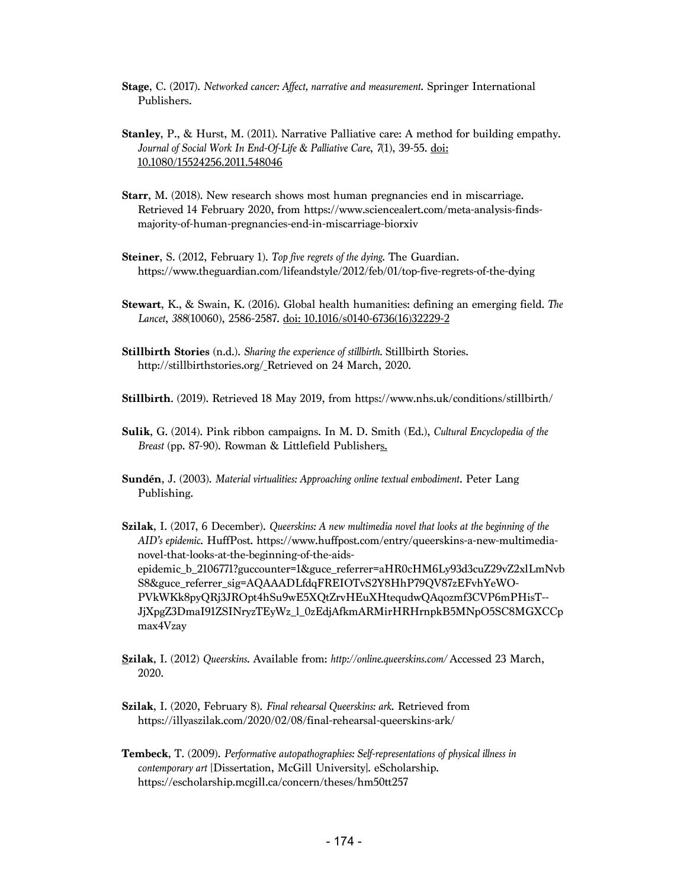**Stage**, C. (2017). *Networked cancer: Affect, narrative and measurement*. Springer International Publishers.

**Stanley**, P., & Hurst, M. (2011). Narrative Palliative care: A method for building empathy. *Journal of Social Work In End-Of-Life & Palliative Care*, *7*(1), 39-55. doi: 10.1080/15524256.2011.548046

**Starr**, M. (2018). New research shows most human pregnancies end in miscarriage. Retrieved 14 February 2020, from https://www.sciencealert.com/meta-analysis-finds-majority-of-human-pregnancies-end-in-miscarriage-biorxiv

**Steiner**, S. (2012, February 1). *Top five regrets of the dying*. The Guardian. https://www.theguardian.com/lifeandstyle/2012/feb/01/top-five-regrets-of-the-dying

**Stewart**, K., & Swain, K. (2016). Global health humanities: defining an emerging field. *The Lancet*, *388*(10060), 2586-2587. doi: 10.1016/s0140-6736(16)32229-2

**Stillbirth Stories** (n.d.). *Sharing the experience of stillbirth*. Stillbirth Stories. http://stillbirthstories.org/ Retrieved on 24 March, 2020.

**Stillbirth**. (2019). Retrieved 18 May 2019, from https://www.nhs.uk/conditions/stillbirth/

**Sulik**, G. (2014). Pink ribbon campaigns. In M. D. Smith (Ed.), *Cultural Encyclopedia of the Breast* (pp. 87-90). Rowman & Littlefield Publishers.

**Sundén**, J. (2003). *Material virtualities: Approaching online textual embodiment*. Peter Lang Publishing.

**Szilak**, I. (2017, 6 December). *Queerskins: A new multimedia novel that looks at the beginning of the AID's epidemic*. HuffPost. https://www.huffpost.com/entry/queerskins-a-new-multimedia-novel-that-looks-at-the-beginning-of-the-aids-epidemic_b_2106771?guccounter=1&guce_referrer=aHR0cHM6Ly93d3cuZ29vZ2xlLmNvbS8&guce_referrer_sig=AQAAADLfdqFREIOTvS2Y8HhP79QV87zEFvhYeWO-PVkWKk8pyQRj3JROpt4hSu9wE5XQtZrvHEuXHtequdwQAqozmf3CVP6mPHisT--JjXpgZ3DmaI91ZSINryzTEyWz_l_0zEdjAfkmARMirHRHrnpkB5MNpO5SC8MGXCCpmax4Vzay

**Szilak**, I. (2012) *Queerskins*. Available from: *http://online.queerskins.com/* Accessed 23 March, 2020.

**Szilak**, I. (2020, February 8). *Final rehearsal Queerskins: ark*. Retrieved from https://illyaszilak.com/2020/02/08/final-rehearsal-queerskins-ark/

**Tembeck**, T. (2009). *Performative autopathographies: Self-representations of physical illness in contemporary art* [Dissertation, McGill University]. eScholarship. https://escholarship.mcgill.ca/concern/theses/hm50tt257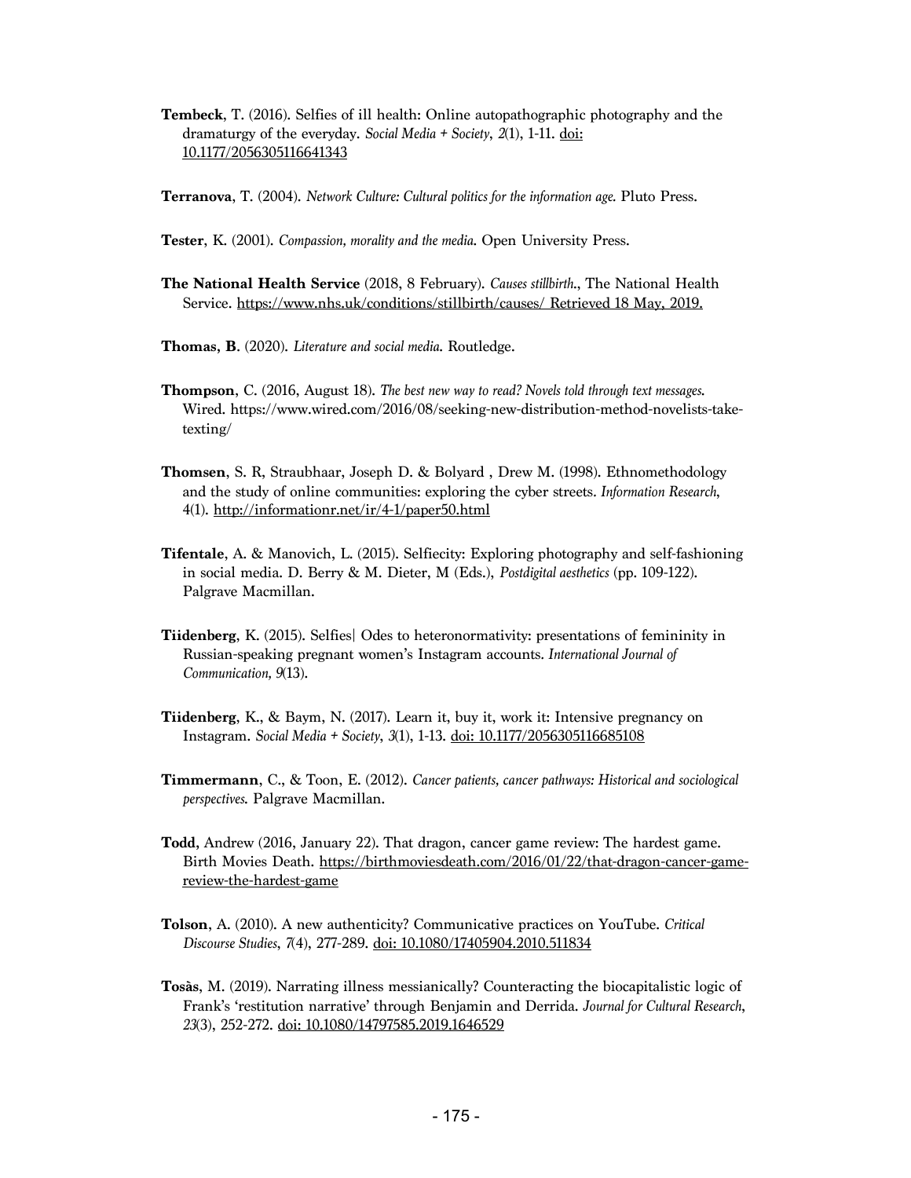**Tembeck**, T. (2016). Selfies of ill health: Online autopathographic photography and the dramaturgy of the everyday. *Social Media + Society*, *2*(1), 1-11. doi: 10.1177/2056305116641343

**Terranova**, T. (2004). *Network Culture: Cultural politics for the information age.* Pluto Press.

**Tester**, K. (2001). *Compassion, morality and the media.* Open University Press.

**The National Health Service** (2018, 8 February). *Causes stillbirth.*, The National Health Service. https://www.nhs.uk/conditions/stillbirth/causes/ Retrieved 18 May, 2019.

**Thomas, B**. (2020). *Literature and social media.* Routledge.

**Thompson**, C. (2016, August 18). *The best new way to read? Novels told through text messages.* Wired. https://www.wired.com/2016/08/seeking-new-distribution-method-novelists-take-texting/

**Thomsen**, S. R, Straubhaar, Joseph D. & Bolyard , Drew M. (1998). Ethnomethodology and the study of online communities: exploring the cyber streets. *Information Research*, 4(1). http://informationr.net/ir/4-1/paper50.html

**Tifentale**, A. & Manovich, L. (2015). Selfiecity: Exploring photography and self-fashioning in social media. D. Berry & M. Dieter, M (Eds.), *Postdigital aesthetics* (pp. 109-122). Palgrave Macmillan.

**Tiidenberg**, K. (2015). Selfies| Odes to heteronormativity: presentations of femininity in Russian-speaking pregnant women's Instagram accounts. *International Journal of Communication, 9*(13).

**Tiidenberg**, K., & Baym, N. (2017). Learn it, buy it, work it: Intensive pregnancy on Instagram. *Social Media + Society*, *3*(1), 1-13. doi: 10.1177/2056305116685108

**Timmermann**, C., & Toon, E. (2012). *Cancer patients, cancer pathways: Historical and sociological perspectives.* Palgrave Macmillan.

**Todd,** Andrew (2016, January 22). That dragon, cancer game review: The hardest game. Birth Movies Death. https://birthmoviesdeath.com/2016/01/22/that-dragon-cancer-game-review-the-hardest-game

**Tolson**, A. (2010). A new authenticity? Communicative practices on YouTube. *Critical Discourse Studies*, *7*(4), 277-289. doi: 10.1080/17405904.2010.511834

**Tosàs**, M. (2019). Narrating illness messianically? Counteracting the biocapitalistic logic of Frank's 'restitution narrative' through Benjamin and Derrida. *Journal for Cultural Research*, *23*(3), 252-272. doi: 10.1080/14797585.2019.1646529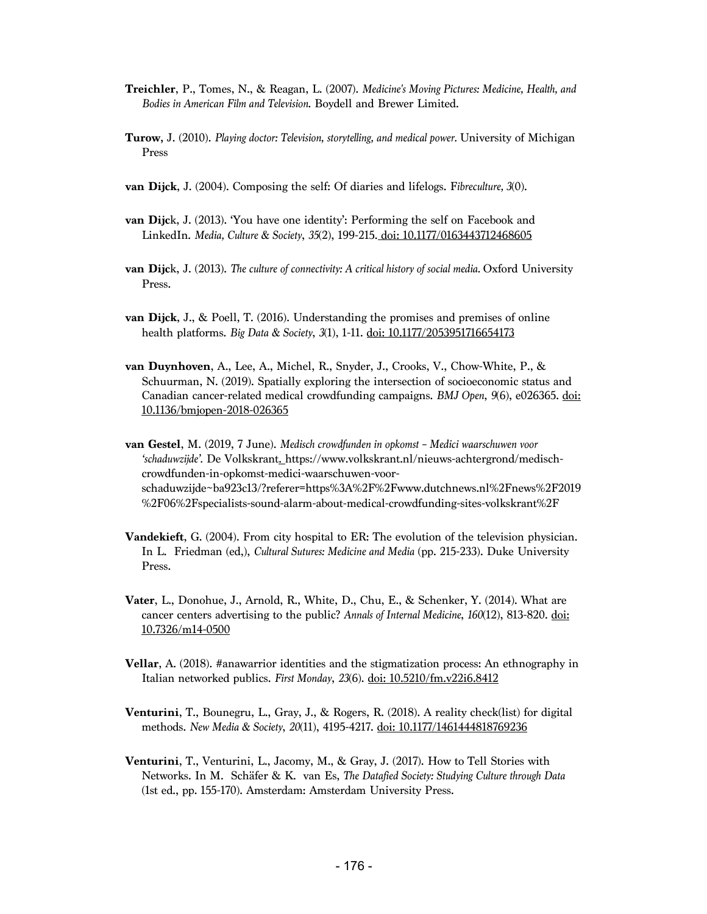**Treichler**, P., Tomes, N., & Reagan, L. (2007). *Medicine's Moving Pictures: Medicine, Health, and Bodies in American Film and Television.* Boydell and Brewer Limited.

**Turow**, J. (2010). *Playing doctor: Television, storytelling, and medical power*. University of Michigan Press

**van Dijck**, J. (2004). Composing the self: Of diaries and lifelogs. F*ibreculture, 3*(0).

**van Dijc**k, J. (2013). 'You have one identity': Performing the self on Facebook and LinkedIn. *Media, Culture & Society*, *35*(2), 199-215. doi: 10.1177/0163443712468605

**van Dijc**k, J. (2013). *The culture of connectivity: A critical history of social media*. Oxford University Press.

**van Dijck**, J., & Poell, T. (2016). Understanding the promises and premises of online health platforms. *Big Data & Society*, *3*(1), 1-11. doi: 10.1177/2053951716654173

**van Duynhoven**, A., Lee, A., Michel, R., Snyder, J., Crooks, V., Chow-White, P., & Schuurman, N. (2019). Spatially exploring the intersection of socioeconomic status and Canadian cancer-related medical crowdfunding campaigns. *BMJ Open*, *9*(6), e026365. doi: 10.1136/bmjopen-2018-026365

**van Gestel**, M. (2019, 7 June). *Medisch crowdfunden in opkomst – Medici waarschuwen voor 'schaduwzijde'.* De Volkskrant. https://www.volkskrant.nl/nieuws-achtergrond/medisch-crowdfunden-in-opkomst-medici-waarschuwen-voor-schaduwzijde~ba923c13/?referer=https%3A%2F%2Fwww.dutchnews.nl%2Fnews%2F2019%2F06%2Fspecialists-sound-alarm-about-medical-crowdfunding-sites-volkskrant%2F

**Vandekieft**, G. (2004). From city hospital to ER: The evolution of the television physician. In L. Friedman (ed,), *Cultural Sutures: Medicine and Media* (pp. 215-233). Duke University Press.

**Vater**, L., Donohue, J., Arnold, R., White, D., Chu, E., & Schenker, Y. (2014). What are cancer centers advertising to the public? *Annals of Internal Medicine*, *160*(12), 813-820. doi: 10.7326/m14-0500

**Vellar**, A. (2018). #anawarrior identities and the stigmatization process: An ethnography in Italian networked publics. *First Monday*, *23*(6). doi: 10.5210/fm.v22i6.8412

**Venturini**, T., Bounegru, L., Gray, J., & Rogers, R. (2018). A reality check(list) for digital methods. *New Media & Society*, *20*(11), 4195-4217. doi: 10.1177/1461444818769236

**Venturini**, T., Venturini, L., Jacomy, M., & Gray, J. (2017). How to Tell Stories with Networks. In M. Schäfer & K. van Es, *The Datafied Society: Studying Culture through Data* (1st ed., pp. 155-170). Amsterdam: Amsterdam University Press.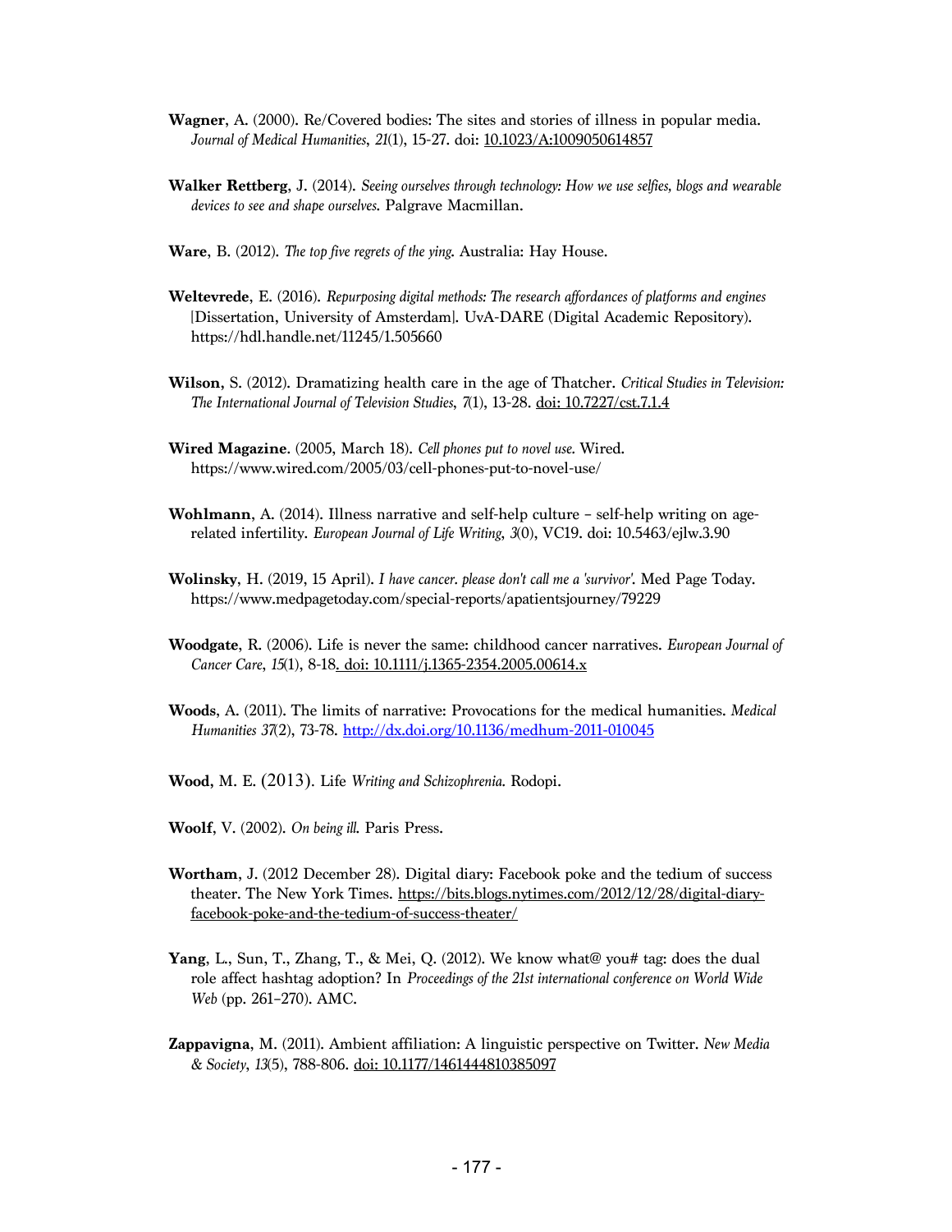**Wagner**, A. (2000). Re/Covered bodies: The sites and stories of illness in popular media. *Journal of Medical Humanities*, *21*(1), 15-27. doi: 10.1023/A:1009050614857

**Walker Rettberg**, J. (2014). *Seeing ourselves through technology: How we use selfies, blogs and wearable devices to see and shape ourselves.* Palgrave Macmillan.

**Ware**, B. (2012). *The top five regrets of the ying.* Australia: Hay House.

**Weltevrede**, E. (2016). *Repurposing digital methods: The research affordances of platforms and engines* [Dissertation, University of Amsterdam]. UvA-DARE (Digital Academic Repository). https://hdl.handle.net/11245/1.505660

**Wilson**, S. (2012). Dramatizing health care in the age of Thatcher. *Critical Studies in Television: The International Journal of Television Studies*, *7*(1), 13-28. doi: 10.7227/cst.7.1.4

**Wired Magazine**. (2005, March 18). *Cell phones put to novel use.* Wired. https://www.wired.com/2005/03/cell-phones-put-to-novel-use/

**Wohlmann**, A. (2014). Illness narrative and self-help culture – self-help writing on age-related infertility. *European Journal of Life Writing*, *3*(0), VC19. doi: 10.5463/ejlw.3.90

**Wolinsky**, H. (2019, 15 April). *I have cancer. please don't call me a 'survivor'.* Med Page Today. https://www.medpagetoday.com/special-reports/apatientsjourney/79229

**Woodgate**, R. (2006). Life is never the same: childhood cancer narratives. *European Journal of Cancer Care*, *15*(1), 8-18. doi: 10.1111/j.1365-2354.2005.00614.x

**Woods**, A. (2011). The limits of narrative: Provocations for the medical humanities. *Medical Humanities 37*(2), 73-78. http://dx.doi.org/10.1136/medhum-2011-010045

**Wood**, M. E. (2013). Life *Writing and Schizophrenia.* Rodopi.

**Woolf**, V. (2002). *On being ill.* Paris Press.

**Wortham**, J. (2012 December 28). Digital diary: Facebook poke and the tedium of success theater. The New York Times. https://bits.blogs.nytimes.com/2012/12/28/digital-diary-facebook-poke-and-the-tedium-of-success-theater/

**Yang**, L., Sun, T., Zhang, T., & Mei, Q. (2012). We know what@ you# tag: does the dual role affect hashtag adoption? In *Proceedings of the 21st international conference on World Wide Web* (pp. 261–270). AMC.

**Zappavigna**, M. (2011). Ambient affiliation: A linguistic perspective on Twitter. *New Media & Society*, *13*(5), 788-806. doi: 10.1177/1461444810385097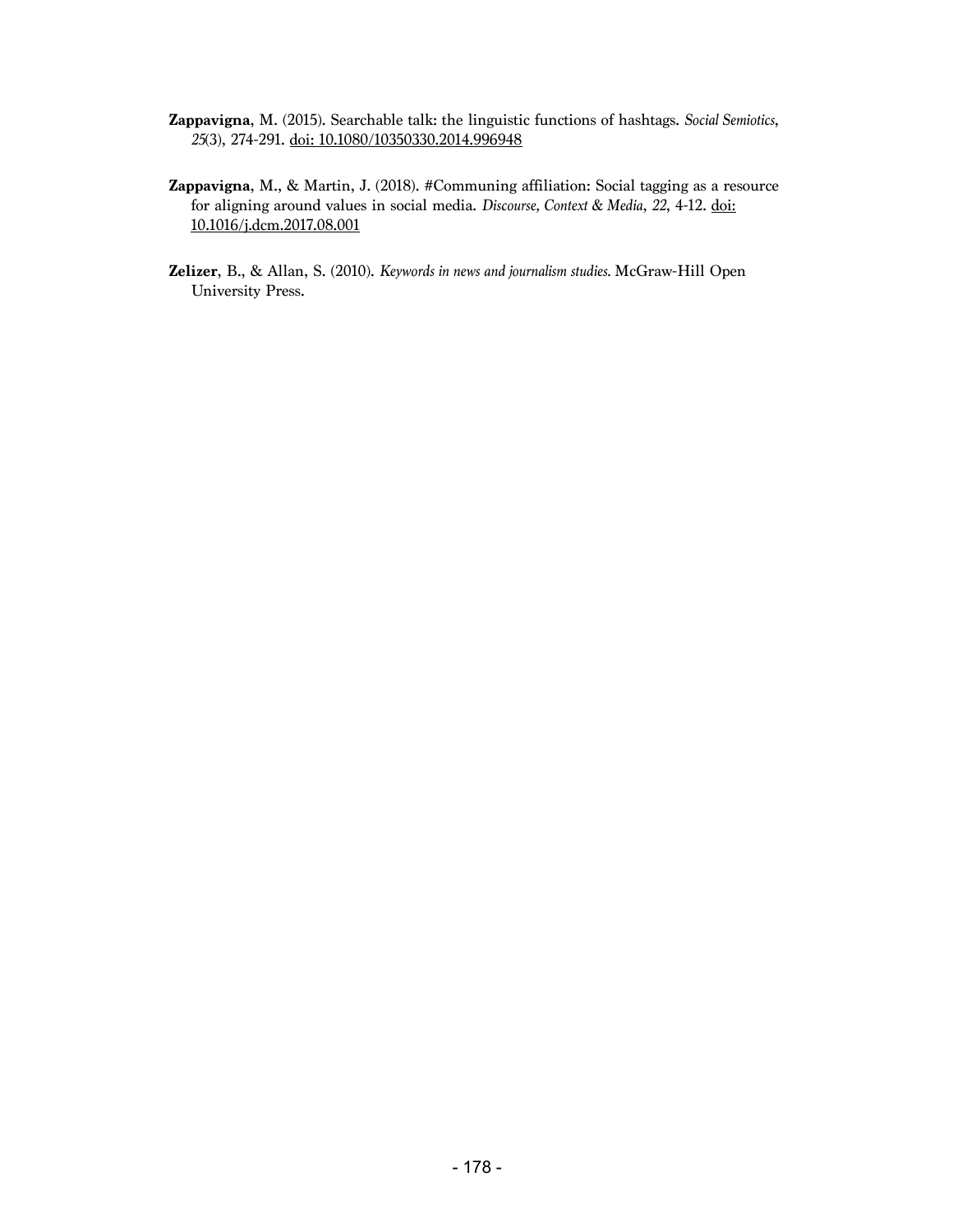**Zappavigna**, M. (2015). Searchable talk: the linguistic functions of hashtags. *Social Semiotics*, *25*(3), 274-291. doi: 10.1080/10350330.2014.996948

**Zappavigna**, M., & Martin, J. (2018). #Communing affiliation: Social tagging as a resource for aligning around values in social media. *Discourse, Context & Media*, *22*, 4-12. doi: 10.1016/j.dcm.2017.08.001

**Zelizer**, B., & Allan, S. (2010). *Keywords in news and journalism studies.* McGraw-Hill Open University Press.